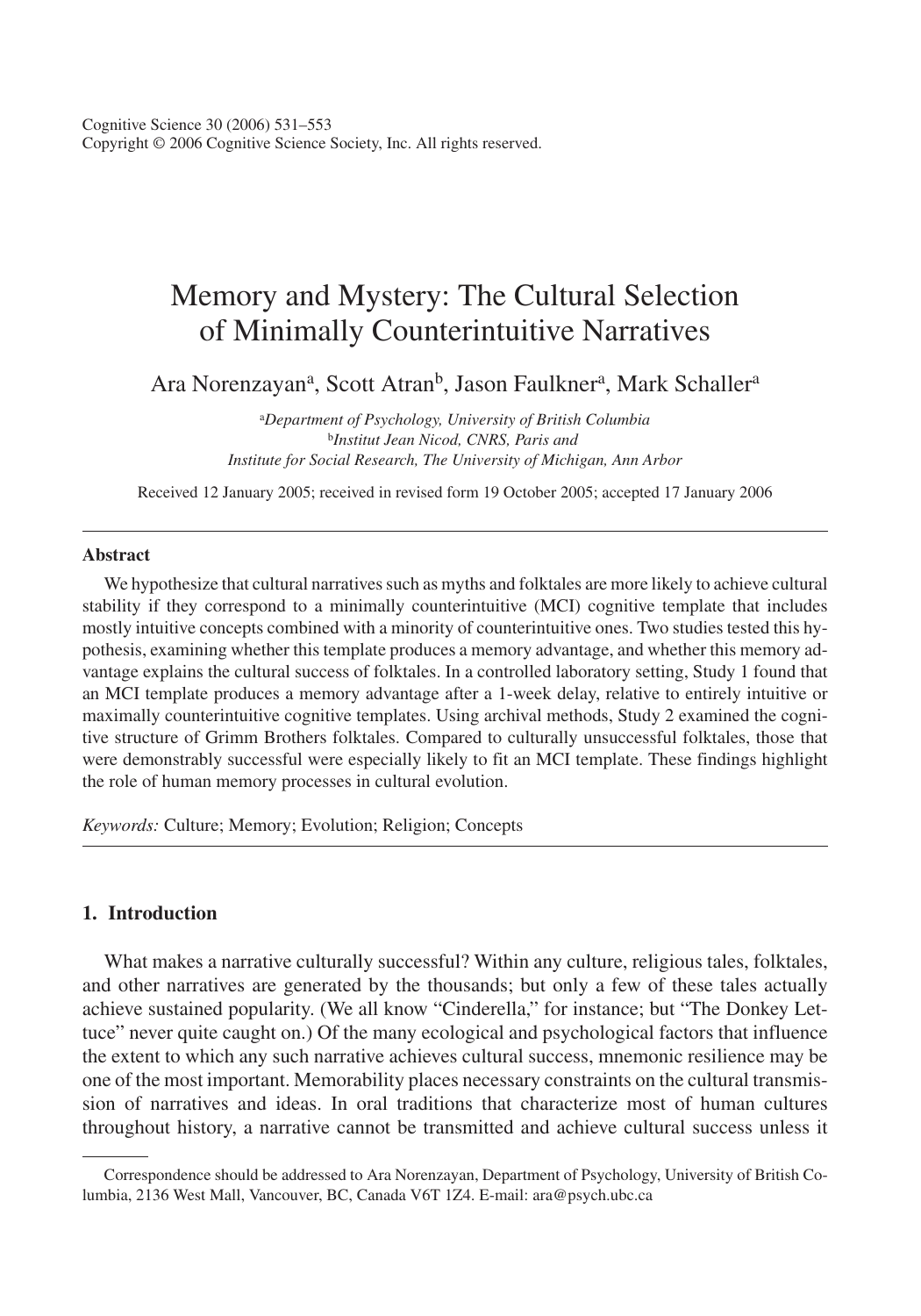Cognitive Science 30 (2006) 531–553
Copyright © 2006 Cognitive Science Society, Inc. All rights reserved.

# Memory and Mystery: The Cultural Selection of Minimally Counterintuitive Narratives

Ara Norenzayan[a], Scott Atran[b], Jason Faulkner[a], Mark Schaller[a]

[a] *Department of Psychology, University of British Columbia*
[b] *Institut Jean Nicod, CNRS, Paris and Institute for Social Research, The University of Michigan, Ann Arbor*

Received 12 January 2005; received in revised form 19 October 2005; accepted 17 January 2006

---

**Abstract**

We hypothesize that cultural narratives such as myths and folktales are more likely to achieve cultural stability if they correspond to a minimally counterintuitive (MCI) cognitive template that includes mostly intuitive concepts combined with a minority of counterintuitive ones. Two studies tested this hypothesis, examining whether this template produces a memory advantage, and whether this memory advantage explains the cultural success of folktales. In a controlled laboratory setting, Study 1 found that an MCI template produces a memory advantage after a 1-week delay, relative to entirely intuitive or maximally counterintuitive cognitive templates. Using archival methods, Study 2 examined the cognitive structure of Grimm Brothers folktales. Compared to culturally unsuccessful folktales, those that were demonstrably successful were especially likely to fit an MCI template. These findings highlight the role of human memory processes in cultural evolution.

*Keywords:* Culture; Memory; Evolution; Religion; Concepts

---

## 1. Introduction

What makes a narrative culturally successful? Within any culture, religious tales, folktales, and other narratives are generated by the thousands; but only a few of these tales actually achieve sustained popularity. (We all know "Cinderella," for instance; but "The Donkey Lettuce" never quite caught on.) Of the many ecological and psychological factors that influence the extent to which any such narrative achieves cultural success, mnemonic resilience may be one of the most important. Memorability places necessary constraints on the cultural transmission of narratives and ideas. In oral traditions that characterize most of human cultures throughout history, a narrative cannot be transmitted and achieve cultural success unless it

---

Correspondence should be addressed to Ara Norenzayan, Department of Psychology, University of British Columbia, 2136 West Mall, Vancouver, BC, Canada V6T 1Z4. E-mail: ara@psych.ubc.ca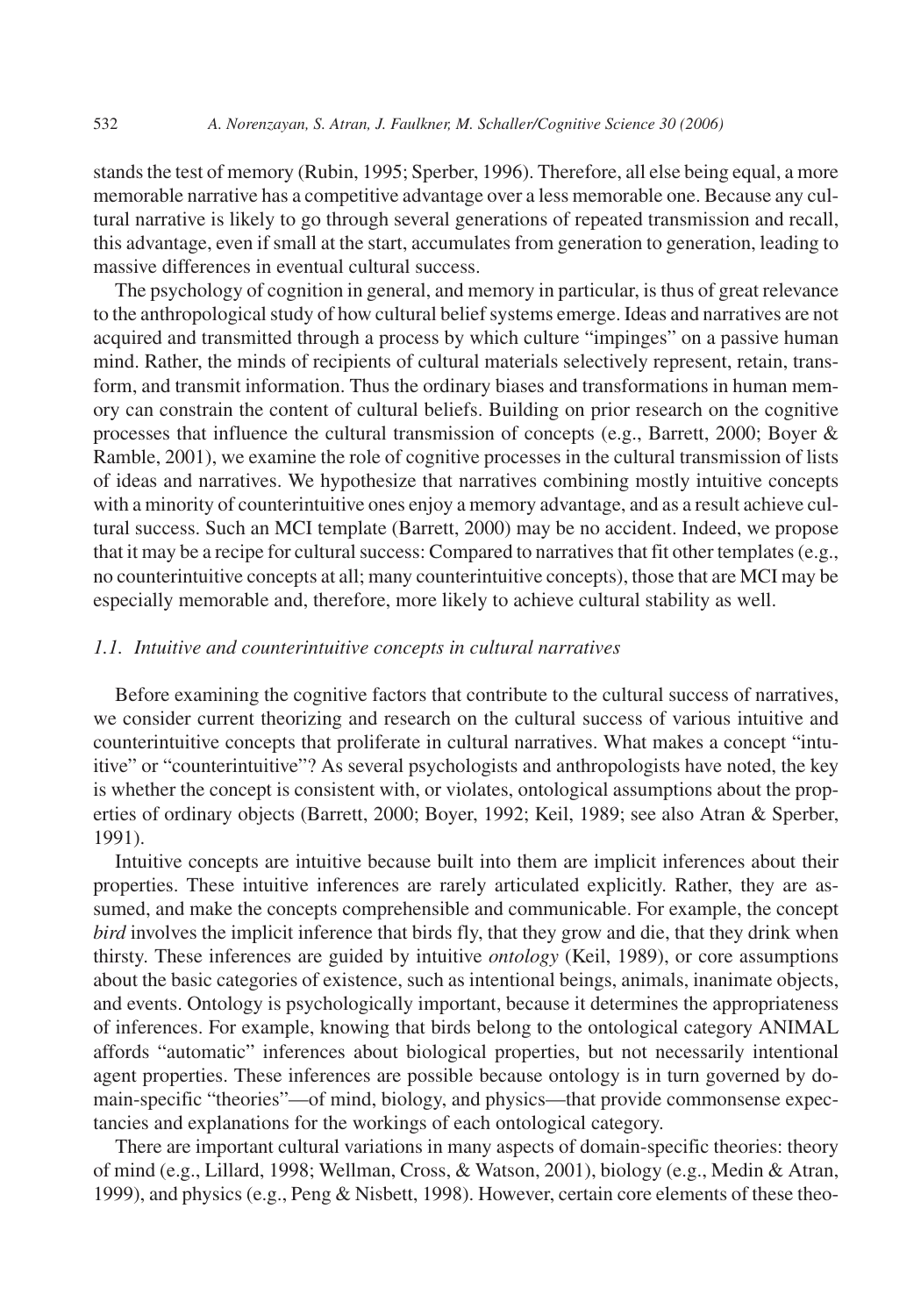stands the test of memory (Rubin, 1995; Sperber, 1996). Therefore, all else being equal, a more memorable narrative has a competitive advantage over a less memorable one. Because any cultural narrative is likely to go through several generations of repeated transmission and recall, this advantage, even if small at the start, accumulates from generation to generation, leading to massive differences in eventual cultural success.

The psychology of cognition in general, and memory in particular, is thus of great relevance to the anthropological study of how cultural belief systems emerge. Ideas and narratives are not acquired and transmitted through a process by which culture "impinges" on a passive human mind. Rather, the minds of recipients of cultural materials selectively represent, retain, transform, and transmit information. Thus the ordinary biases and transformations in human memory can constrain the content of cultural beliefs. Building on prior research on the cognitive processes that influence the cultural transmission of concepts (e.g., Barrett, 2000; Boyer & Ramble, 2001), we examine the role of cognitive processes in the cultural transmission of lists of ideas and narratives. We hypothesize that narratives combining mostly intuitive concepts with a minority of counterintuitive ones enjoy a memory advantage, and as a result achieve cultural success. Such an MCI template (Barrett, 2000) may be no accident. Indeed, we propose that it may be a recipe for cultural success: Compared to narratives that fit other templates (e.g., no counterintuitive concepts at all; many counterintuitive concepts), those that are MCI may be especially memorable and, therefore, more likely to achieve cultural stability as well.

### *1.1. Intuitive and counterintuitive concepts in cultural narratives*

Before examining the cognitive factors that contribute to the cultural success of narratives, we consider current theorizing and research on the cultural success of various intuitive and counterintuitive concepts that proliferate in cultural narratives. What makes a concept "intuitive" or "counterintuitive"? As several psychologists and anthropologists have noted, the key is whether the concept is consistent with, or violates, ontological assumptions about the properties of ordinary objects (Barrett, 2000; Boyer, 1992; Keil, 1989; see also Atran & Sperber, 1991).

Intuitive concepts are intuitive because built into them are implicit inferences about their properties. These intuitive inferences are rarely articulated explicitly. Rather, they are assumed, and make the concepts comprehensible and communicable. For example, the concept *bird* involves the implicit inference that birds fly, that they grow and die, that they drink when thirsty. These inferences are guided by intuitive *ontology* (Keil, 1989), or core assumptions about the basic categories of existence, such as intentional beings, animals, inanimate objects, and events. Ontology is psychologically important, because it determines the appropriateness of inferences. For example, knowing that birds belong to the ontological category ANIMAL affords "automatic" inferences about biological properties, but not necessarily intentional agent properties. These inferences are possible because ontology is in turn governed by domain-specific "theories"—of mind, biology, and physics—that provide commonsense expectancies and explanations for the workings of each ontological category.

There are important cultural variations in many aspects of domain-specific theories: theory of mind (e.g., Lillard, 1998; Wellman, Cross, & Watson, 2001), biology (e.g., Medin & Atran, 1999), and physics (e.g., Peng & Nisbett, 1998). However, certain core elements of these theo-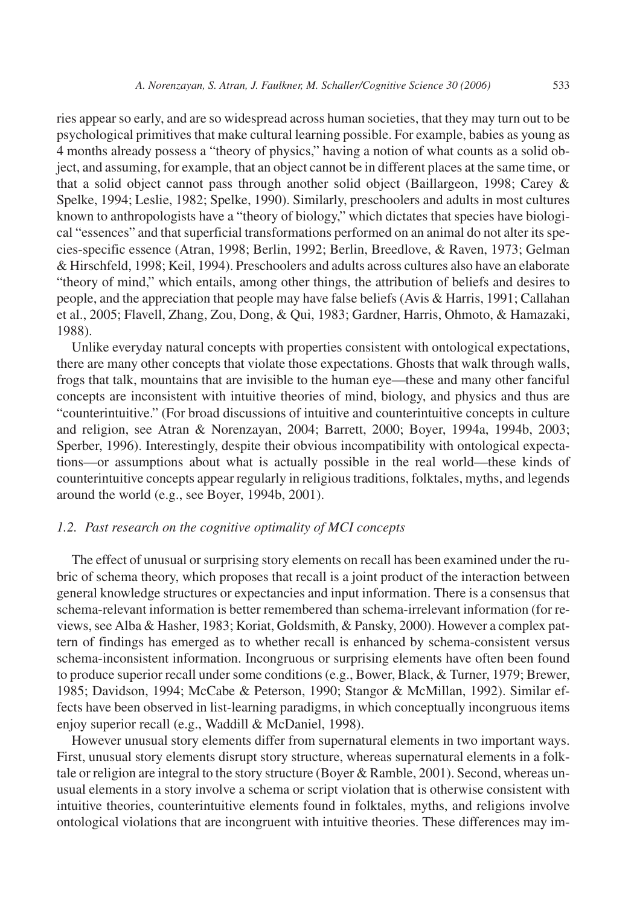ries appear so early, and are so widespread across human societies, that they may turn out to be psychological primitives that make cultural learning possible. For example, babies as young as 4 months already possess a "theory of physics," having a notion of what counts as a solid object, and assuming, for example, that an object cannot be in different places at the same time, or that a solid object cannot pass through another solid object (Baillargeon, 1998; Carey & Spelke, 1994; Leslie, 1982; Spelke, 1990). Similarly, preschoolers and adults in most cultures known to anthropologists have a "theory of biology," which dictates that species have biological "essences" and that superficial transformations performed on an animal do not alter its species-specific essence (Atran, 1998; Berlin, 1992; Berlin, Breedlove, & Raven, 1973; Gelman & Hirschfeld, 1998; Keil, 1994). Preschoolers and adults across cultures also have an elaborate "theory of mind," which entails, among other things, the attribution of beliefs and desires to people, and the appreciation that people may have false beliefs (Avis & Harris, 1991; Callahan et al., 2005; Flavell, Zhang, Zou, Dong, & Qui, 1983; Gardner, Harris, Ohmoto, & Hamazaki, 1988).

Unlike everyday natural concepts with properties consistent with ontological expectations, there are many other concepts that violate those expectations. Ghosts that walk through walls, frogs that talk, mountains that are invisible to the human eye—these and many other fanciful concepts are inconsistent with intuitive theories of mind, biology, and physics and thus are "counterintuitive." (For broad discussions of intuitive and counterintuitive concepts in culture and religion, see Atran & Norenzayan, 2004; Barrett, 2000; Boyer, 1994a, 1994b, 2003; Sperber, 1996). Interestingly, despite their obvious incompatibility with ontological expectations—or assumptions about what is actually possible in the real world—these kinds of counterintuitive concepts appear regularly in religious traditions, folktales, myths, and legends around the world (e.g., see Boyer, 1994b, 2001).

### *1.2. Past research on the cognitive optimality of MCI concepts*

The effect of unusual or surprising story elements on recall has been examined under the rubric of schema theory, which proposes that recall is a joint product of the interaction between general knowledge structures or expectancies and input information. There is a consensus that schema-relevant information is better remembered than schema-irrelevant information (for reviews, see Alba & Hasher, 1983; Koriat, Goldsmith, & Pansky, 2000). However a complex pattern of findings has emerged as to whether recall is enhanced by schema-consistent versus schema-inconsistent information. Incongruous or surprising elements have often been found to produce superior recall under some conditions (e.g., Bower, Black, & Turner, 1979; Brewer, 1985; Davidson, 1994; McCabe & Peterson, 1990; Stangor & McMillan, 1992). Similar effects have been observed in list-learning paradigms, in which conceptually incongruous items enjoy superior recall (e.g., Waddill & McDaniel, 1998).

However unusual story elements differ from supernatural elements in two important ways. First, unusual story elements disrupt story structure, whereas supernatural elements in a folktale or religion are integral to the story structure (Boyer & Ramble, 2001). Second, whereas unusual elements in a story involve a schema or script violation that is otherwise consistent with intuitive theories, counterintuitive elements found in folktales, myths, and religions involve ontological violations that are incongruent with intuitive theories. These differences may im-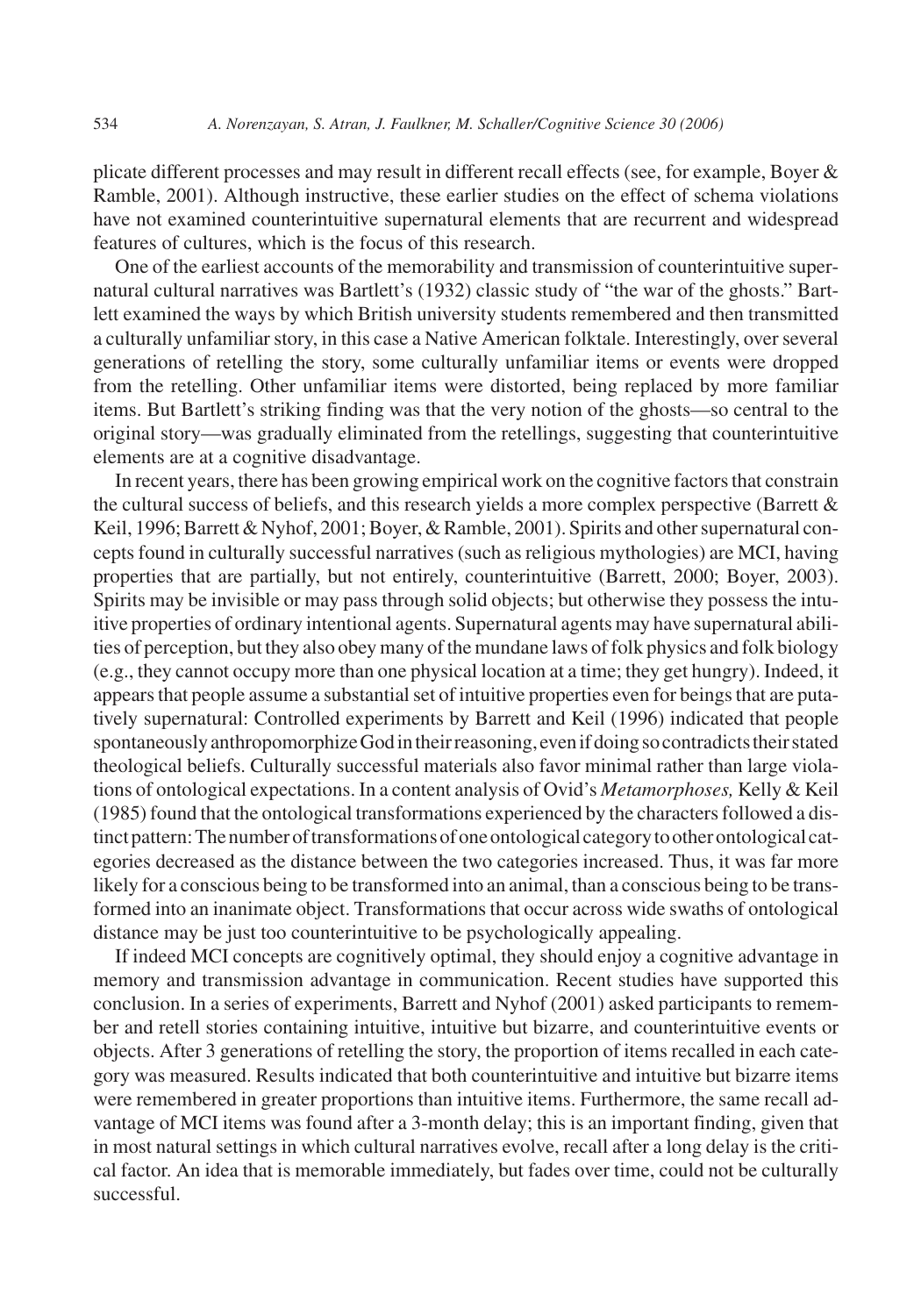plicate different processes and may result in different recall effects (see, for example, Boyer & Ramble, 2001). Although instructive, these earlier studies on the effect of schema violations have not examined counterintuitive supernatural elements that are recurrent and widespread features of cultures, which is the focus of this research.

One of the earliest accounts of the memorability and transmission of counterintuitive supernatural cultural narratives was Bartlett's (1932) classic study of "the war of the ghosts." Bartlett examined the ways by which British university students remembered and then transmitted a culturally unfamiliar story, in this case a Native American folktale. Interestingly, over several generations of retelling the story, some culturally unfamiliar items or events were dropped from the retelling. Other unfamiliar items were distorted, being replaced by more familiar items. But Bartlett's striking finding was that the very notion of the ghosts—so central to the original story—was gradually eliminated from the retellings, suggesting that counterintuitive elements are at a cognitive disadvantage.

In recent years, there has been growing empirical work on the cognitive factors that constrain the cultural success of beliefs, and this research yields a more complex perspective (Barrett & Keil, 1996; Barrett & Nyhof, 2001; Boyer, & Ramble, 2001). Spirits and other supernatural concepts found in culturally successful narratives (such as religious mythologies) are MCI, having properties that are partially, but not entirely, counterintuitive (Barrett, 2000; Boyer, 2003). Spirits may be invisible or may pass through solid objects; but otherwise they possess the intuitive properties of ordinary intentional agents. Supernatural agents may have supernatural abilities of perception, but they also obey many of the mundane laws of folk physics and folk biology (e.g., they cannot occupy more than one physical location at a time; they get hungry). Indeed, it appears that people assume a substantial set of intuitive properties even for beings that are putatively supernatural: Controlled experiments by Barrett and Keil (1996) indicated that people spontaneously anthropomorphize God in their reasoning, even if doing so contradicts their stated theological beliefs. Culturally successful materials also favor minimal rather than large violations of ontological expectations. In a content analysis of Ovid's *Metamorphoses,* Kelly & Keil (1985) found that the ontological transformations experienced by the characters followed a distinct pattern: The number of transformations of one ontological category to other ontological categories decreased as the distance between the two categories increased. Thus, it was far more likely for a conscious being to be transformed into an animal, than a conscious being to be transformed into an inanimate object. Transformations that occur across wide swaths of ontological distance may be just too counterintuitive to be psychologically appealing.

If indeed MCI concepts are cognitively optimal, they should enjoy a cognitive advantage in memory and transmission advantage in communication. Recent studies have supported this conclusion. In a series of experiments, Barrett and Nyhof (2001) asked participants to remember and retell stories containing intuitive, intuitive but bizarre, and counterintuitive events or objects. After 3 generations of retelling the story, the proportion of items recalled in each category was measured. Results indicated that both counterintuitive and intuitive but bizarre items were remembered in greater proportions than intuitive items. Furthermore, the same recall advantage of MCI items was found after a 3-month delay; this is an important finding, given that in most natural settings in which cultural narratives evolve, recall after a long delay is the critical factor. An idea that is memorable immediately, but fades over time, could not be culturally successful.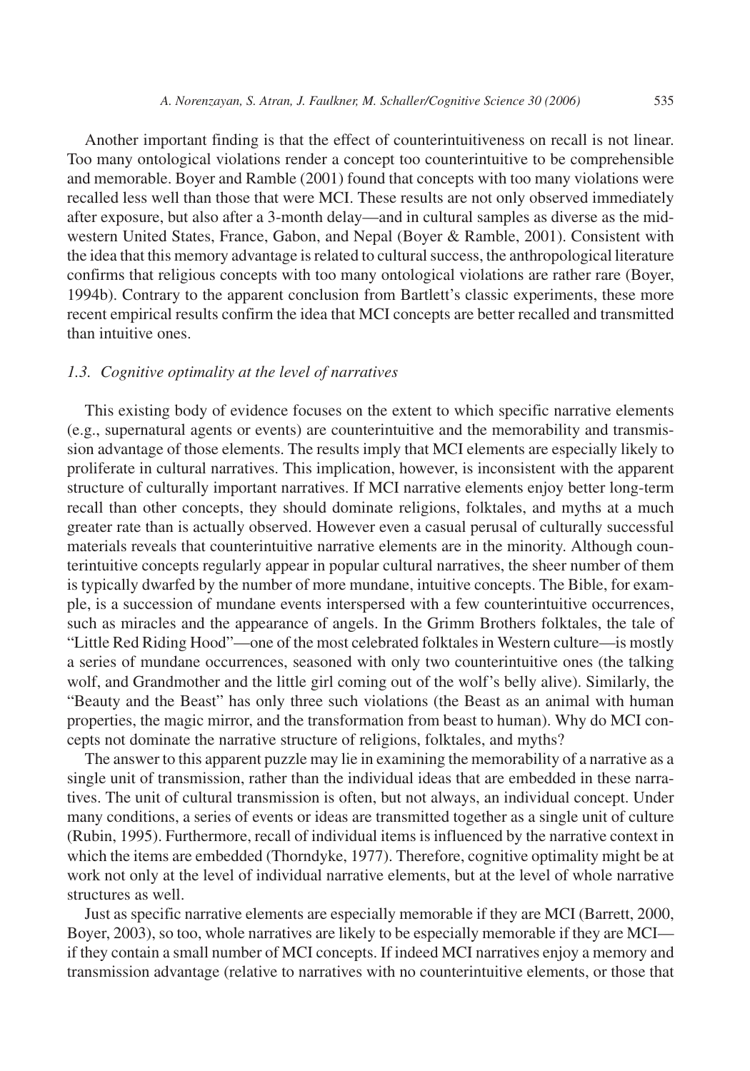Another important finding is that the effect of counterintuitiveness on recall is not linear. Too many ontological violations render a concept too counterintuitive to be comprehensible and memorable. Boyer and Ramble (2001) found that concepts with too many violations were recalled less well than those that were MCI. These results are not only observed immediately after exposure, but also after a 3-month delay—and in cultural samples as diverse as the midwestern United States, France, Gabon, and Nepal (Boyer & Ramble, 2001). Consistent with the idea that this memory advantage is related to cultural success, the anthropological literature confirms that religious concepts with too many ontological violations are rather rare (Boyer, 1994b). Contrary to the apparent conclusion from Bartlett's classic experiments, these more recent empirical results confirm the idea that MCI concepts are better recalled and transmitted than intuitive ones.

### *1.3. Cognitive optimality at the level of narratives*

This existing body of evidence focuses on the extent to which specific narrative elements (e.g., supernatural agents or events) are counterintuitive and the memorability and transmission advantage of those elements. The results imply that MCI elements are especially likely to proliferate in cultural narratives. This implication, however, is inconsistent with the apparent structure of culturally important narratives. If MCI narrative elements enjoy better long-term recall than other concepts, they should dominate religions, folktales, and myths at a much greater rate than is actually observed. However even a casual perusal of culturally successful materials reveals that counterintuitive narrative elements are in the minority. Although counterintuitive concepts regularly appear in popular cultural narratives, the sheer number of them is typically dwarfed by the number of more mundane, intuitive concepts. The Bible, for example, is a succession of mundane events interspersed with a few counterintuitive occurrences, such as miracles and the appearance of angels. In the Grimm Brothers folktales, the tale of "Little Red Riding Hood"—one of the most celebrated folktales in Western culture—is mostly a series of mundane occurrences, seasoned with only two counterintuitive ones (the talking wolf, and Grandmother and the little girl coming out of the wolf's belly alive). Similarly, the "Beauty and the Beast" has only three such violations (the Beast as an animal with human properties, the magic mirror, and the transformation from beast to human). Why do MCI concepts not dominate the narrative structure of religions, folktales, and myths?

The answer to this apparent puzzle may lie in examining the memorability of a narrative as a single unit of transmission, rather than the individual ideas that are embedded in these narratives. The unit of cultural transmission is often, but not always, an individual concept. Under many conditions, a series of events or ideas are transmitted together as a single unit of culture (Rubin, 1995). Furthermore, recall of individual items is influenced by the narrative context in which the items are embedded (Thorndyke, 1977). Therefore, cognitive optimality might be at work not only at the level of individual narrative elements, but at the level of whole narrative structures as well.

Just as specific narrative elements are especially memorable if they are MCI (Barrett, 2000, Boyer, 2003), so too, whole narratives are likely to be especially memorable if they are MCI—if they contain a small number of MCI concepts. If indeed MCI narratives enjoy a memory and transmission advantage (relative to narratives with no counterintuitive elements, or those that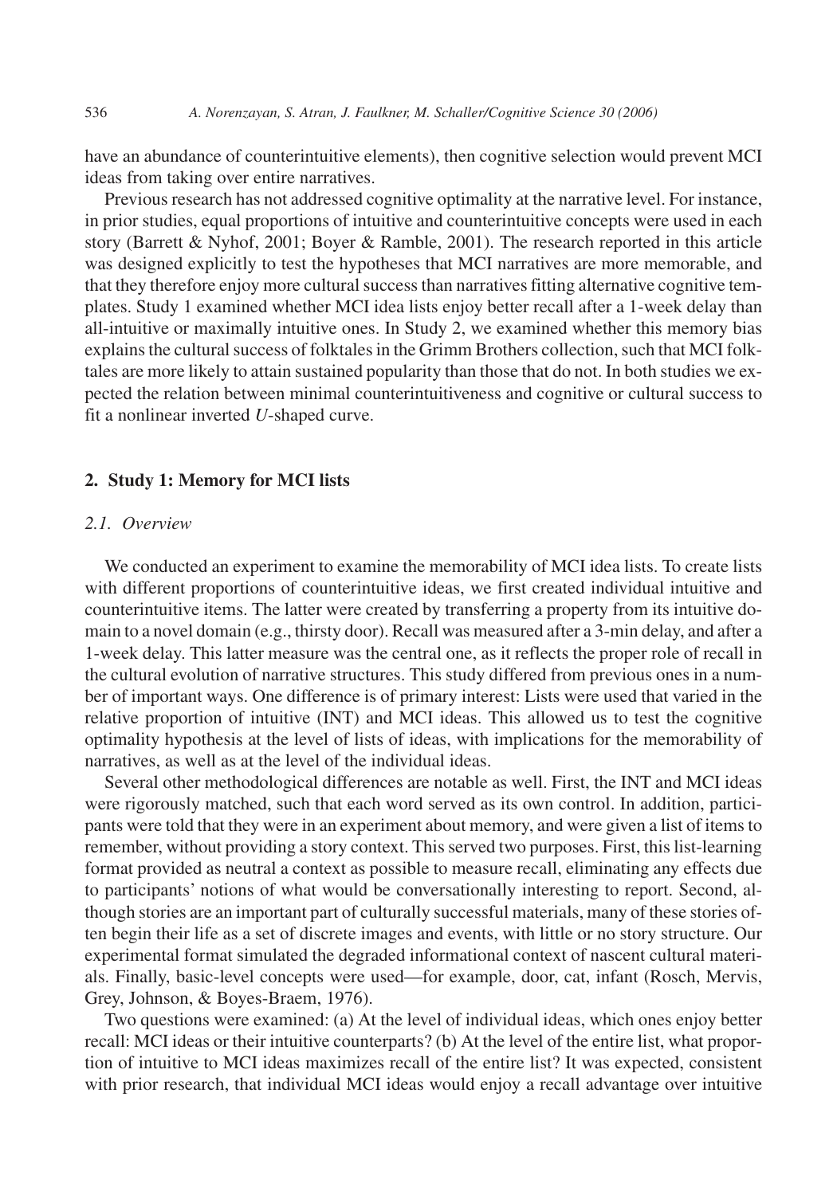have an abundance of counterintuitive elements), then cognitive selection would prevent MCI ideas from taking over entire narratives.

Previous research has not addressed cognitive optimality at the narrative level. For instance, in prior studies, equal proportions of intuitive and counterintuitive concepts were used in each story (Barrett & Nyhof, 2001; Boyer & Ramble, 2001). The research reported in this article was designed explicitly to test the hypotheses that MCI narratives are more memorable, and that they therefore enjoy more cultural success than narratives fitting alternative cognitive templates. Study 1 examined whether MCI idea lists enjoy better recall after a 1-week delay than all-intuitive or maximally intuitive ones. In Study 2, we examined whether this memory bias explains the cultural success of folktales in the Grimm Brothers collection, such that MCI folktales are more likely to attain sustained popularity than those that do not. In both studies we expected the relation between minimal counterintuitiveness and cognitive or cultural success to fit a nonlinear inverted *U*-shaped curve.

## 2. Study 1: Memory for MCI lists

### *2.1. Overview*

We conducted an experiment to examine the memorability of MCI idea lists. To create lists with different proportions of counterintuitive ideas, we first created individual intuitive and counterintuitive items. The latter were created by transferring a property from its intuitive domain to a novel domain (e.g., thirsty door). Recall was measured after a 3-min delay, and after a 1-week delay. This latter measure was the central one, as it reflects the proper role of recall in the cultural evolution of narrative structures. This study differed from previous ones in a number of important ways. One difference is of primary interest: Lists were used that varied in the relative proportion of intuitive (INT) and MCI ideas. This allowed us to test the cognitive optimality hypothesis at the level of lists of ideas, with implications for the memorability of narratives, as well as at the level of the individual ideas.

Several other methodological differences are notable as well. First, the INT and MCI ideas were rigorously matched, such that each word served as its own control. In addition, participants were told that they were in an experiment about memory, and were given a list of items to remember, without providing a story context. This served two purposes. First, this list-learning format provided as neutral a context as possible to measure recall, eliminating any effects due to participants' notions of what would be conversationally interesting to report. Second, although stories are an important part of culturally successful materials, many of these stories often begin their life as a set of discrete images and events, with little or no story structure. Our experimental format simulated the degraded informational context of nascent cultural materials. Finally, basic-level concepts were used—for example, door, cat, infant (Rosch, Mervis, Grey, Johnson, & Boyes-Braem, 1976).

Two questions were examined: (a) At the level of individual ideas, which ones enjoy better recall: MCI ideas or their intuitive counterparts? (b) At the level of the entire list, what proportion of intuitive to MCI ideas maximizes recall of the entire list? It was expected, consistent with prior research, that individual MCI ideas would enjoy a recall advantage over intuitive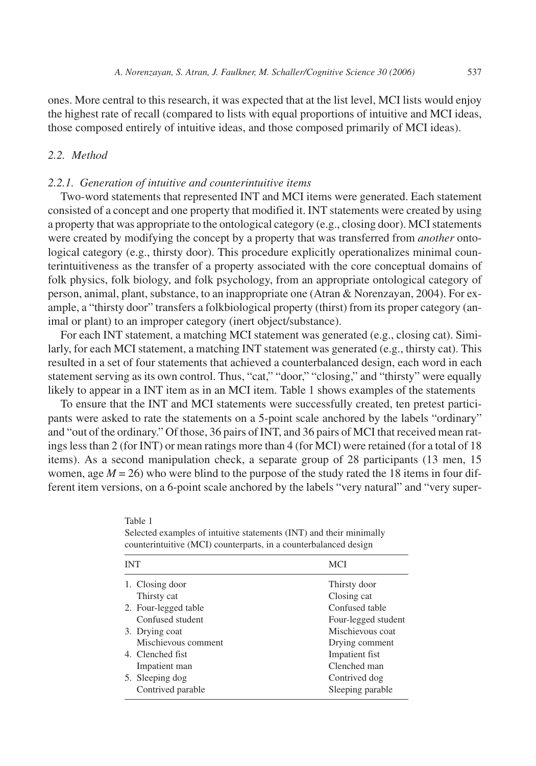ones. More central to this research, it was expected that at the list level, MCI lists would enjoy the highest rate of recall (compared to lists with equal proportions of intuitive and MCI ideas, those composed entirely of intuitive ideas, and those composed primarily of MCI ideas).

## 2.2. Method

### 2.2.1. Generation of intuitive and counterintuitive items

Two-word statements that represented INT and MCI items were generated. Each statement consisted of a concept and one property that modified it. INT statements were created by using a property that was appropriate to the ontological category (e.g., closing door). MCI statements were created by modifying the concept by a property that was transferred from *another* ontological category (e.g., thirsty door). This procedure explicitly operationalizes minimal counterintuitiveness as the transfer of a property associated with the core conceptual domains of folk physics, folk biology, and folk psychology, from an appropriate ontological category of person, animal, plant, substance, to an inappropriate one (Atran & Norenzayan, 2004). For example, a "thirsty door" transfers a folkbiological property (thirst) from its proper category (animal or plant) to an improper category (inert object/substance).

For each INT statement, a matching MCI statement was generated (e.g., closing cat). Similarly, for each MCI statement, a matching INT statement was generated (e.g., thirsty cat). This resulted in a set of four statements that achieved a counterbalanced design, each word in each statement serving as its own control. Thus, "cat," "door," "closing," and "thirsty" were equally likely to appear in a INT item as in an MCI item. Table 1 shows examples of the statements

To ensure that the INT and MCI statements were successfully created, ten pretest participants were asked to rate the statements on a 5-point scale anchored by the labels "ordinary" and "out of the ordinary." Of those, 36 pairs of INT, and 36 pairs of MCI that received mean ratings less than 2 (for INT) or mean ratings more than 4 (for MCI) were retained (for a total of 18 items). As a second manipulation check, a separate group of 28 participants (13 men, 15 women, age $M = 26$) who were blind to the purpose of the study rated the 18 items in four different item versions, on a 6-point scale anchored by the labels "very natural" and "very super-

Table 1
Selected examples of intuitive statements (INT) and their minimally counterintuitive (MCI) counterparts, in a counterbalanced design

| INT | MCI |
|---|---|
| 1. Closing door | Thirsty door |
| Thirsty cat | Closing cat |
| 2. Four-legged table | Confused table |
| Confused student | Four-legged student |
| 3. Drying coat | Mischievous coat |
| Mischievous comment | Drying comment |
| 4. Clenched fist | Impatient fist |
| Impatient man | Clenched man |
| 5. Sleeping dog | Contrived dog |
| Contrived parable | Sleeping parable |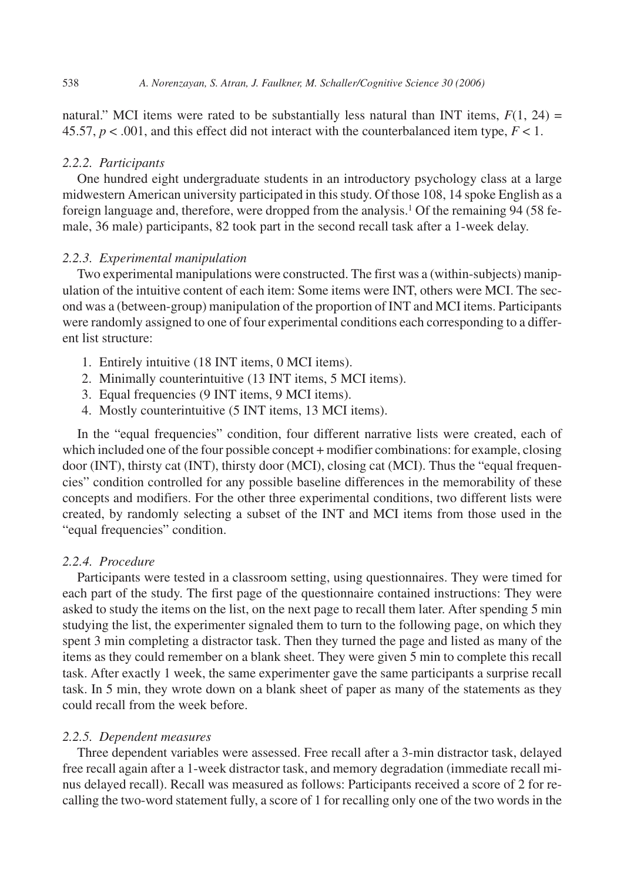natural." MCI items were rated to be substantially less natural than INT items, $F(1, 24) = 45.57$, $p < .001$, and this effect did not interact with the counterbalanced item type, $F < 1$.

### 2.2.2. Participants

One hundred eight undergraduate students in an introductory psychology class at a large midwestern American university participated in this study. Of those 108, 14 spoke English as a foreign language and, therefore, were dropped from the analysis.[1] Of the remaining 94 (58 female, 36 male) participants, 82 took part in the second recall task after a 1-week delay.

### 2.2.3. Experimental manipulation

Two experimental manipulations were constructed. The first was a (within-subjects) manipulation of the intuitive content of each item: Some items were INT, others were MCI. The second was a (between-group) manipulation of the proportion of INT and MCI items. Participants were randomly assigned to one of four experimental conditions each corresponding to a different list structure:

1. Entirely intuitive (18 INT items, 0 MCI items).
2. Minimally counterintuitive (13 INT items, 5 MCI items).
3. Equal frequencies (9 INT items, 9 MCI items).
4. Mostly counterintuitive (5 INT items, 13 MCI items).

In the "equal frequencies" condition, four different narrative lists were created, each of which included one of the four possible concept + modifier combinations: for example, closing door (INT), thirsty cat (INT), thirsty door (MCI), closing cat (MCI). Thus the "equal frequencies" condition controlled for any possible baseline differences in the memorability of these concepts and modifiers. For the other three experimental conditions, two different lists were created, by randomly selecting a subset of the INT and MCI items from those used in the "equal frequencies" condition.

### 2.2.4. Procedure

Participants were tested in a classroom setting, using questionnaires. They were timed for each part of the study. The first page of the questionnaire contained instructions: They were asked to study the items on the list, on the next page to recall them later. After spending 5 min studying the list, the experimenter signaled them to turn to the following page, on which they spent 3 min completing a distractor task. Then they turned the page and listed as many of the items as they could remember on a blank sheet. They were given 5 min to complete this recall task. After exactly 1 week, the same experimenter gave the same participants a surprise recall task. In 5 min, they wrote down on a blank sheet of paper as many of the statements as they could recall from the week before.

### 2.2.5. Dependent measures

Three dependent variables were assessed. Free recall after a 3-min distractor task, delayed free recall again after a 1-week distractor task, and memory degradation (immediate recall minus delayed recall). Recall was measured as follows: Participants received a score of 2 for recalling the two-word statement fully, a score of 1 for recalling only one of the two words in the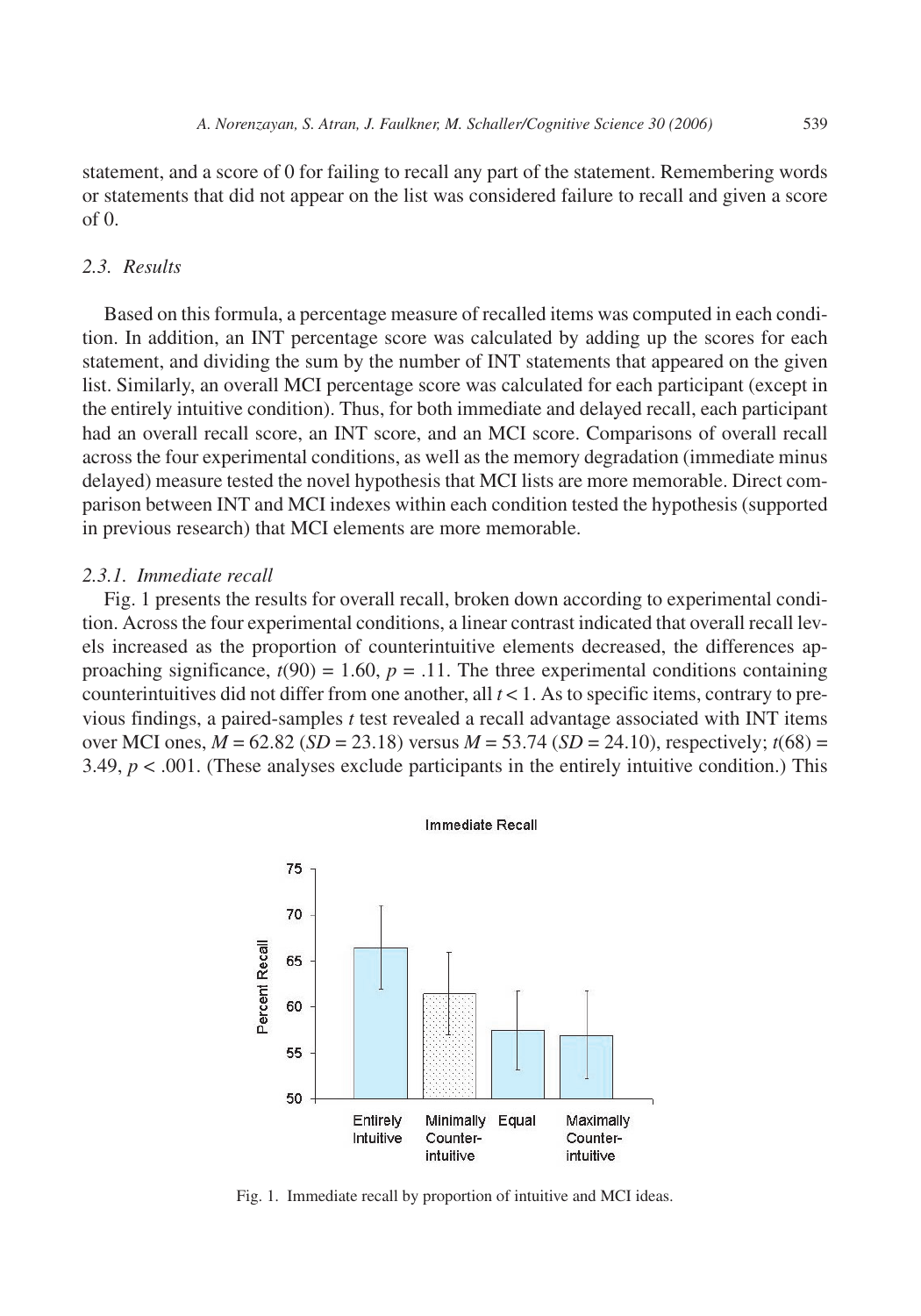statement, and a score of 0 for failing to recall any part of the statement. Remembering words or statements that did not appear on the list was considered failure to recall and given a score of 0.

### 2.3. Results

Based on this formula, a percentage measure of recalled items was computed in each condition. In addition, an INT percentage score was calculated by adding up the scores for each statement, and dividing the sum by the number of INT statements that appeared on the given list. Similarly, an overall MCI percentage score was calculated for each participant (except in the entirely intuitive condition). Thus, for both immediate and delayed recall, each participant had an overall recall score, an INT score, and an MCI score. Comparisons of overall recall across the four experimental conditions, as well as the memory degradation (immediate minus delayed) measure tested the novel hypothesis that MCI lists are more memorable. Direct comparison between INT and MCI indexes within each condition tested the hypothesis (supported in previous research) that MCI elements are more memorable.

#### 2.3.1. Immediate recall

Fig. 1 presents the results for overall recall, broken down according to experimental condition. Across the four experimental conditions, a linear contrast indicated that overall recall levels increased as the proportion of counterintuitive elements decreased, the differences approaching significance, $t(90) = 1.60$, $p = .11$. The three experimental conditions containing counterintuitives did not differ from one another, all $t < 1$. As to specific items, contrary to previous findings, a paired-samples $t$ test revealed a recall advantage associated with INT items over MCI ones, $M = 62.82$ ($SD = 23.18$) versus $M = 53.74$ ($SD = 24.10$), respectively; $t(68) = 3.49$, $p < .001$. (These analyses exclude participants in the entirely intuitive condition.) This

Fig. 1. Immediate recall by proportion of intuitive and MCI ideas.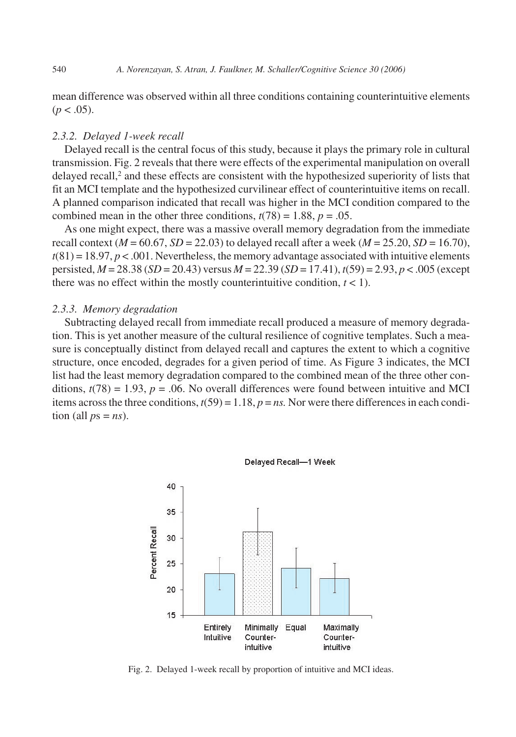mean difference was observed within all three conditions containing counterintuitive elements ($p < .05$).

### 2.3.2. Delayed 1-week recall

Delayed recall is the central focus of this study, because it plays the primary role in cultural transmission. Fig. 2 reveals that there were effects of the experimental manipulation on overall delayed recall,[2] and these effects are consistent with the hypothesized superiority of lists that fit an MCI template and the hypothesized curvilinear effect of counterintuitive items on recall. A planned comparison indicated that recall was higher in the MCI condition compared to the combined mean in the other three conditions, $t(78) = 1.88$, $p = .05$.

As one might expect, there was a massive overall memory degradation from the immediate recall context ($M = 60.67$, $SD = 22.03$) to delayed recall after a week ($M = 25.20$, $SD = 16.70$), $t(81) = 18.97$, $p < .001$. Nevertheless, the memory advantage associated with intuitive elements persisted, $M = 28.38$ ($SD = 20.43$) versus $M = 22.39$ ($SD = 17.41$), $t(59) = 2.93$, $p < .005$ (except there was no effect within the mostly counterintuitive condition, $t < 1$).

### 2.3.3. Memory degradation

Subtracting delayed recall from immediate recall produced a measure of memory degradation. This is yet another measure of the cultural resilience of cognitive templates. Such a measure is conceptually distinct from delayed recall and captures the extent to which a cognitive structure, once encoded, degrades for a given period of time. As Figure 3 indicates, the MCI list had the least memory degradation compared to the combined mean of the three other conditions, $t(78) = 1.93$, $p = .06$. No overall differences were found between intuitive and MCI items across the three conditions, $t(59) = 1.18$, $p = ns$. Nor were there differences in each condition (all $p$s = $ns$).

Fig. 2. Delayed 1-week recall by proportion of intuitive and MCI ideas.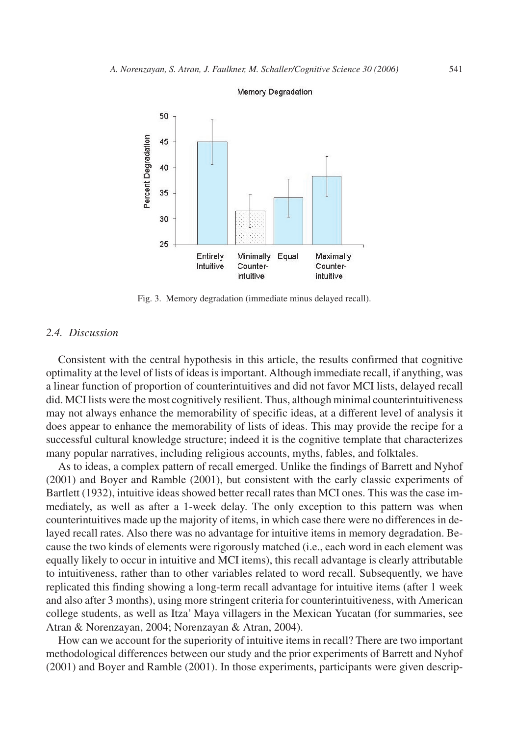Fig. 3. Memory degradation (immediate minus delayed recall).

### 2.4. Discussion

Consistent with the central hypothesis in this article, the results confirmed that cognitive optimality at the level of lists of ideas is important. Although immediate recall, if anything, was a linear function of proportion of counterintuitives and did not favor MCI lists, delayed recall did. MCI lists were the most cognitively resilient. Thus, although minimal counterintuitiveness may not always enhance the memorability of specific ideas, at a different level of analysis it does appear to enhance the memorability of lists of ideas. This may provide the recipe for a successful cultural knowledge structure; indeed it is the cognitive template that characterizes many popular narratives, including religious accounts, myths, fables, and folktales.

As to ideas, a complex pattern of recall emerged. Unlike the findings of Barrett and Nyhof (2001) and Boyer and Ramble (2001), but consistent with the early classic experiments of Bartlett (1932), intuitive ideas showed better recall rates than MCI ones. This was the case immediately, as well as after a 1-week delay. The only exception to this pattern was when counterintuitives made up the majority of items, in which case there were no differences in delayed recall rates. Also there was no advantage for intuitive items in memory degradation. Because the two kinds of elements were rigorously matched (i.e., each word in each element was equally likely to occur in intuitive and MCI items), this recall advantage is clearly attributable to intuitiveness, rather than to other variables related to word recall. Subsequently, we have replicated this finding showing a long-term recall advantage for intuitive items (after 1 week and also after 3 months), using more stringent criteria for counterintuitiveness, with American college students, as well as Itza' Maya villagers in the Mexican Yucatan (for summaries, see Atran & Norenzayan, 2004; Norenzayan & Atran, 2004).

How can we account for the superiority of intuitive items in recall? There are two important methodological differences between our study and the prior experiments of Barrett and Nyhof (2001) and Boyer and Ramble (2001). In those experiments, participants were given descrip-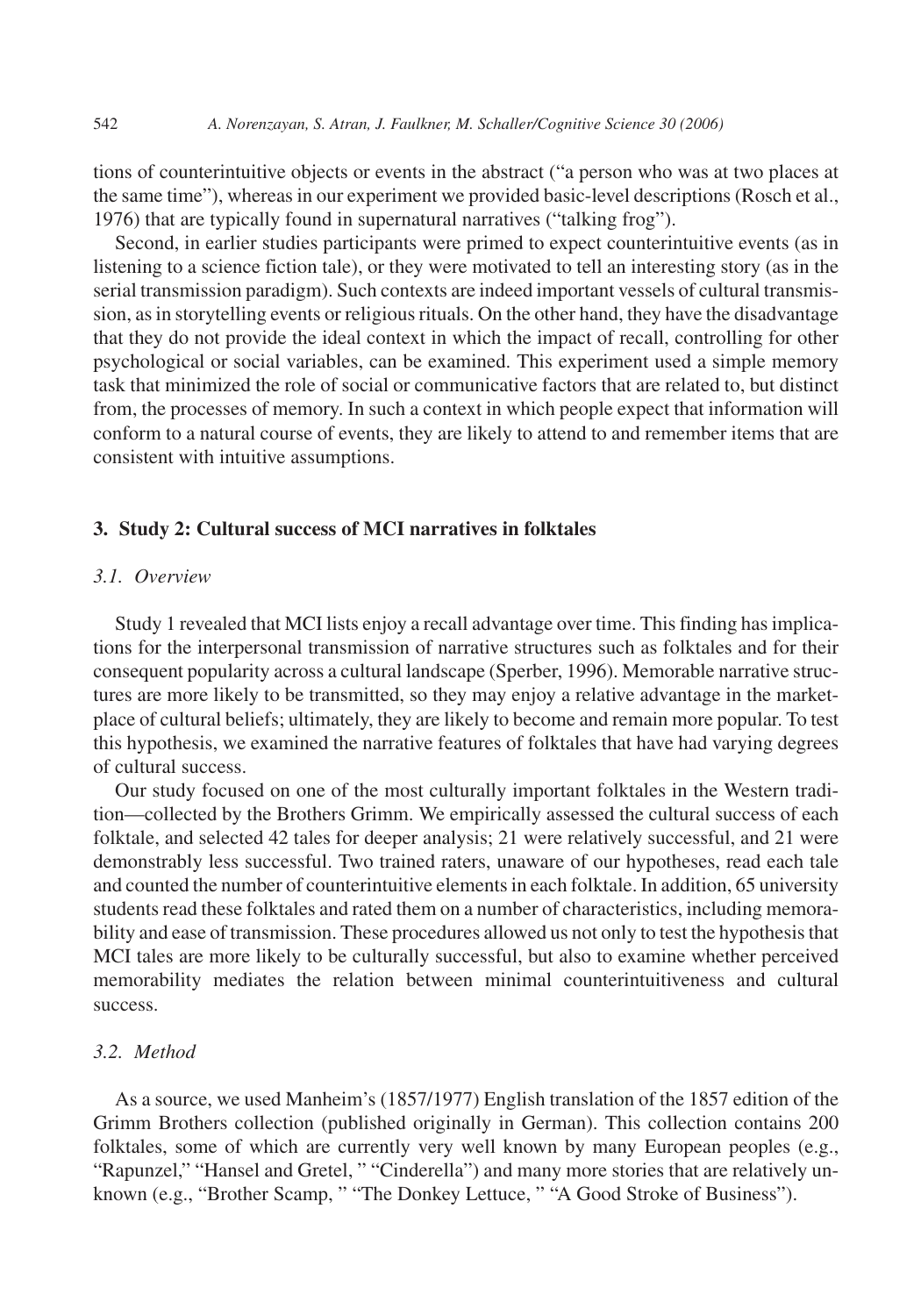tions of counterintuitive objects or events in the abstract ("a person who was at two places at the same time"), whereas in our experiment we provided basic-level descriptions (Rosch et al., 1976) that are typically found in supernatural narratives ("talking frog").

Second, in earlier studies participants were primed to expect counterintuitive events (as in listening to a science fiction tale), or they were motivated to tell an interesting story (as in the serial transmission paradigm). Such contexts are indeed important vessels of cultural transmission, as in storytelling events or religious rituals. On the other hand, they have the disadvantage that they do not provide the ideal context in which the impact of recall, controlling for other psychological or social variables, can be examined. This experiment used a simple memory task that minimized the role of social or communicative factors that are related to, but distinct from, the processes of memory. In such a context in which people expect that information will conform to a natural course of events, they are likely to attend to and remember items that are consistent with intuitive assumptions.

## 3. Study 2: Cultural success of MCI narratives in folktales

### *3.1. Overview*

Study 1 revealed that MCI lists enjoy a recall advantage over time. This finding has implications for the interpersonal transmission of narrative structures such as folktales and for their consequent popularity across a cultural landscape (Sperber, 1996). Memorable narrative structures are more likely to be transmitted, so they may enjoy a relative advantage in the marketplace of cultural beliefs; ultimately, they are likely to become and remain more popular. To test this hypothesis, we examined the narrative features of folktales that have had varying degrees of cultural success.

Our study focused on one of the most culturally important folktales in the Western tradition—collected by the Brothers Grimm. We empirically assessed the cultural success of each folktale, and selected 42 tales for deeper analysis; 21 were relatively successful, and 21 were demonstrably less successful. Two trained raters, unaware of our hypotheses, read each tale and counted the number of counterintuitive elements in each folktale. In addition, 65 university students read these folktales and rated them on a number of characteristics, including memorability and ease of transmission. These procedures allowed us not only to test the hypothesis that MCI tales are more likely to be culturally successful, but also to examine whether perceived memorability mediates the relation between minimal counterintuitiveness and cultural success.

### *3.2. Method*

As a source, we used Manheim's (1857/1977) English translation of the 1857 edition of the Grimm Brothers collection (published originally in German). This collection contains 200 folktales, some of which are currently very well known by many European peoples (e.g., "Rapunzel," "Hansel and Gretel, " "Cinderella") and many more stories that are relatively unknown (e.g., "Brother Scamp, " "The Donkey Lettuce, " "A Good Stroke of Business").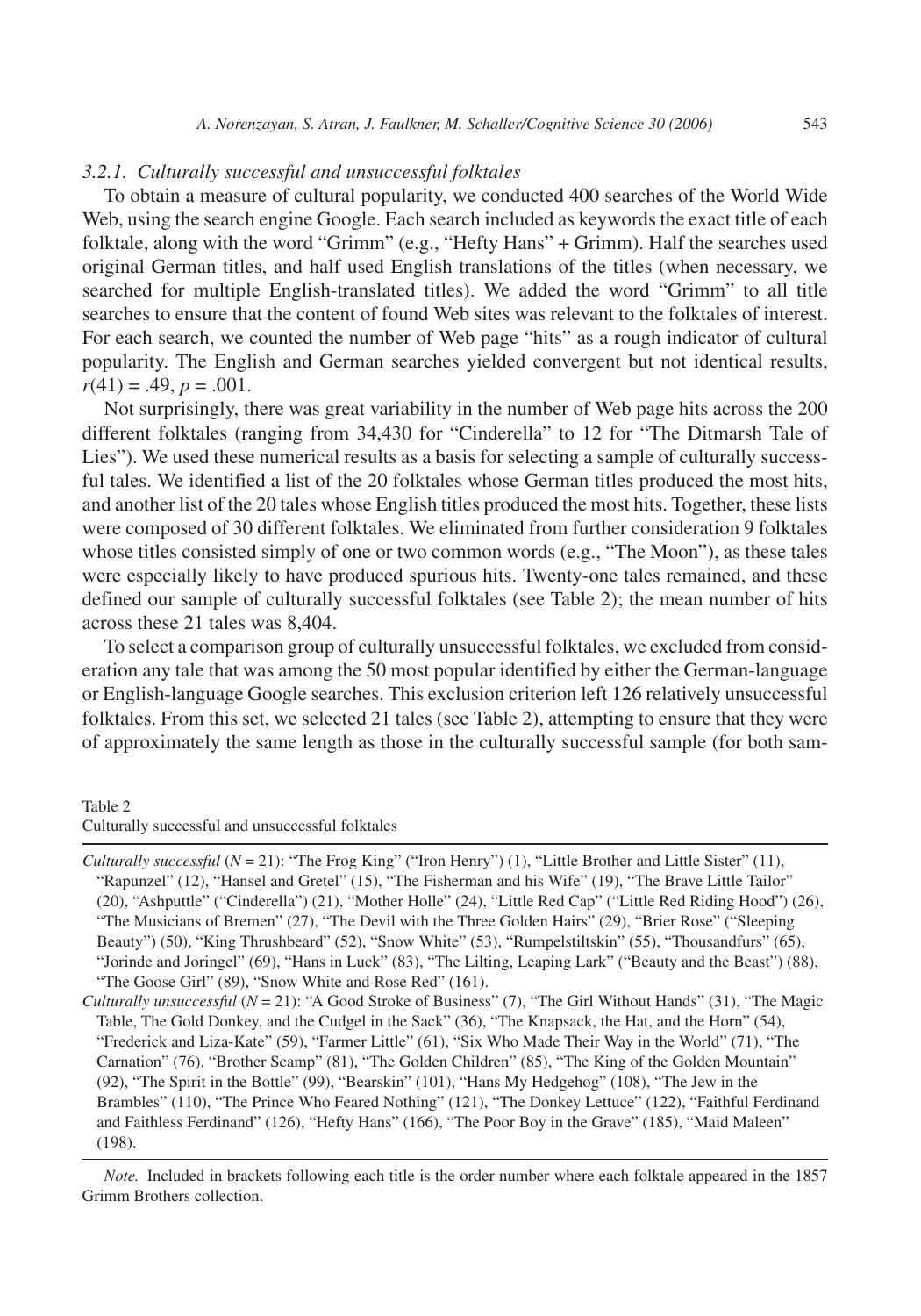### 3.2.1. Culturally successful and unsuccessful folktales

To obtain a measure of cultural popularity, we conducted 400 searches of the World Wide Web, using the search engine Google. Each search included as keywords the exact title of each folktale, along with the word "Grimm" (e.g., "Hefty Hans" + Grimm). Half the searches used original German titles, and half used English translations of the titles (when necessary, we searched for multiple English-translated titles). We added the word "Grimm" to all title searches to ensure that the content of found Web sites was relevant to the folktales of interest. For each search, we counted the number of Web page "hits" as a rough indicator of cultural popularity. The English and German searches yielded convergent but not identical results, $r(41) = .49$, $p = .001$.

Not surprisingly, there was great variability in the number of Web page hits across the 200 different folktales (ranging from 34,430 for "Cinderella" to 12 for "The Ditmarsh Tale of Lies"). We used these numerical results as a basis for selecting a sample of culturally successful tales. We identified a list of the 20 folktales whose German titles produced the most hits, and another list of the 20 tales whose English titles produced the most hits. Together, these lists were composed of 30 different folktales. We eliminated from further consideration 9 folktales whose titles consisted simply of one or two common words (e.g., "The Moon"), as these tales were especially likely to have produced spurious hits. Twenty-one tales remained, and these defined our sample of culturally successful folktales (see Table 2); the mean number of hits across these 21 tales was 8,404.

To select a comparison group of culturally unsuccessful folktales, we excluded from consideration any tale that was among the 50 most popular identified by either the German-language or English-language Google searches. This exclusion criterion left 126 relatively unsuccessful folktales. From this set, we selected 21 tales (see Table 2), attempting to ensure that they were of approximately the same length as those in the culturally successful sample (for both sam-

Table 2
Culturally successful and unsuccessful folktales

*Culturally successful* ($N = 21$): "The Frog King" ("Iron Henry") (1), "Little Brother and Little Sister" (11), "Rapunzel" (12), "Hansel and Gretel" (15), "The Fisherman and his Wife" (19), "The Brave Little Tailor" (20), "Ashputtle" ("Cinderella") (21), "Mother Holle" (24), "Little Red Cap" ("Little Red Riding Hood") (26), "The Musicians of Bremen" (27), "The Devil with the Three Golden Hairs" (29), "Brier Rose" ("Sleeping Beauty") (50), "King Thrushbeard" (52), "Snow White" (53), "Rumpelstiltskin" (55), "Thousandfurs" (65), "Jorinde and Joringel" (69), "Hans in Luck" (83), "The Lilting, Leaping Lark" ("Beauty and the Beast") (88), "The Goose Girl" (89), "Snow White and Rose Red" (161).

*Culturally unsuccessful* ($N = 21$): "A Good Stroke of Business" (7), "The Girl Without Hands" (31), "The Magic Table, The Gold Donkey, and the Cudgel in the Sack" (36), "The Knapsack, the Hat, and the Horn" (54), "Frederick and Liza-Kate" (59), "Farmer Little" (61), "Six Who Made Their Way in the World" (71), "The Carnation" (76), "Brother Scamp" (81), "The Golden Children" (85), "The King of the Golden Mountain" (92), "The Spirit in the Bottle" (99), "Bearskin" (101), "Hans My Hedgehog" (108), "The Jew in the Brambles" (110), "The Prince Who Feared Nothing" (121), "The Donkey Lettuce" (122), "Faithful Ferdinand and Faithless Ferdinand" (126), "Hefty Hans" (166), "The Poor Boy in the Grave" (185), "Maid Maleen" (198).

*Note.* Included in brackets following each title is the order number where each folktale appeared in the 1857 Grimm Brothers collection.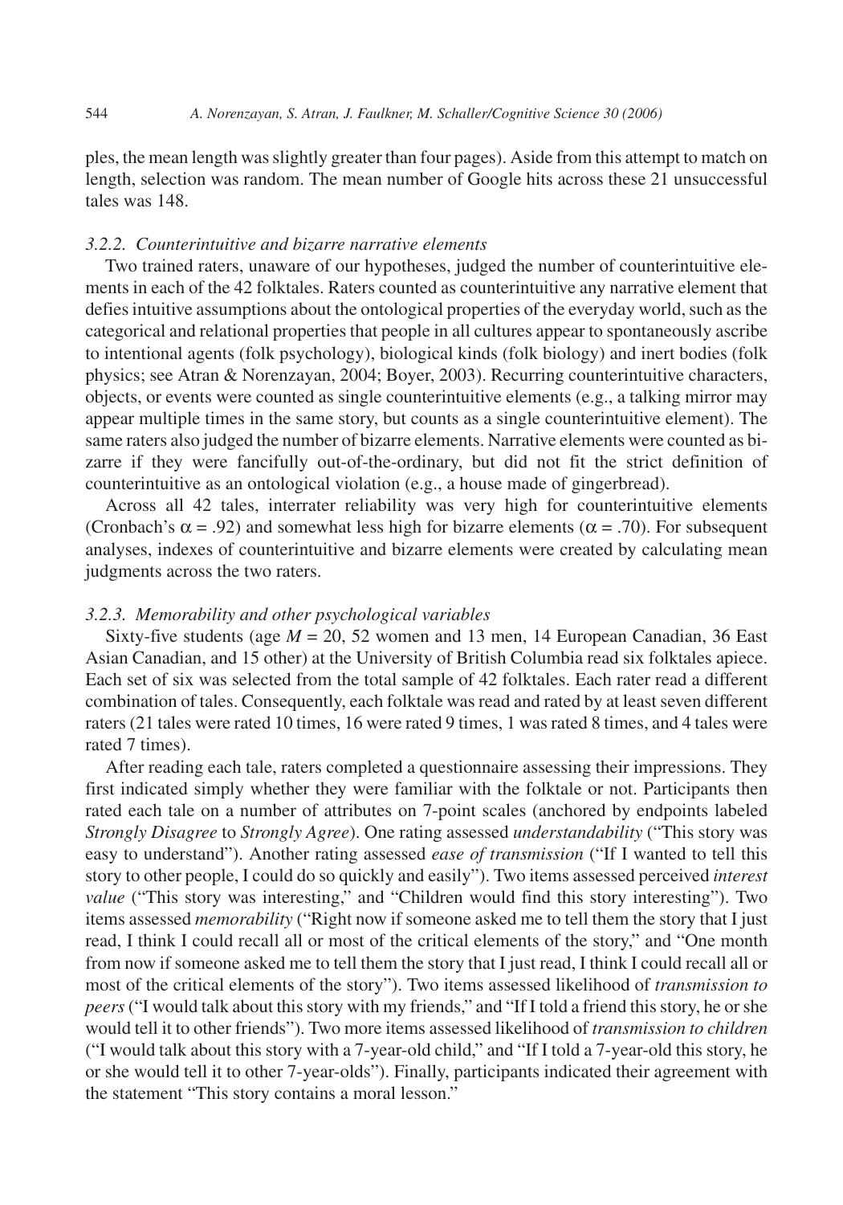ples, the mean length was slightly greater than four pages). Aside from this attempt to match on length, selection was random. The mean number of Google hits across these 21 unsuccessful tales was 148.

### *3.2.2. Counterintuitive and bizarre narrative elements*

Two trained raters, unaware of our hypotheses, judged the number of counterintuitive elements in each of the 42 folktales. Raters counted as counterintuitive any narrative element that defies intuitive assumptions about the ontological properties of the everyday world, such as the categorical and relational properties that people in all cultures appear to spontaneously ascribe to intentional agents (folk psychology), biological kinds (folk biology) and inert bodies (folk physics; see Atran & Norenzayan, 2004; Boyer, 2003). Recurring counterintuitive characters, objects, or events were counted as single counterintuitive elements (e.g., a talking mirror may appear multiple times in the same story, but counts as a single counterintuitive element). The same raters also judged the number of bizarre elements. Narrative elements were counted as bizarre if they were fancifully out-of-the-ordinary, but did not fit the strict definition of counterintuitive as an ontological violation (e.g., a house made of gingerbread).

Across all 42 tales, interrater reliability was very high for counterintuitive elements (Cronbach's $\alpha = .92$) and somewhat less high for bizarre elements ($\alpha = .70$). For subsequent analyses, indexes of counterintuitive and bizarre elements were created by calculating mean judgments across the two raters.

### *3.2.3. Memorability and other psychological variables*

Sixty-five students (age $M = 20$, 52 women and 13 men, 14 European Canadian, 36 East Asian Canadian, and 15 other) at the University of British Columbia read six folktales apiece. Each set of six was selected from the total sample of 42 folktales. Each rater read a different combination of tales. Consequently, each folktale was read and rated by at least seven different raters (21 tales were rated 10 times, 16 were rated 9 times, 1 was rated 8 times, and 4 tales were rated 7 times).

After reading each tale, raters completed a questionnaire assessing their impressions. They first indicated simply whether they were familiar with the folktale or not. Participants then rated each tale on a number of attributes on 7-point scales (anchored by endpoints labeled *Strongly Disagree* to *Strongly Agree*). One rating assessed *understandability* ("This story was easy to understand"). Another rating assessed *ease of transmission* ("If I wanted to tell this story to other people, I could do so quickly and easily"). Two items assessed perceived *interest value* ("This story was interesting," and "Children would find this story interesting"). Two items assessed *memorability* ("Right now if someone asked me to tell them the story that I just read, I think I could recall all or most of the critical elements of the story," and "One month from now if someone asked me to tell them the story that I just read, I think I could recall all or most of the critical elements of the story"). Two items assessed likelihood of *transmission to peers* ("I would talk about this story with my friends," and "If I told a friend this story, he or she would tell it to other friends"). Two more items assessed likelihood of *transmission to children* ("I would talk about this story with a 7-year-old child," and "If I told a 7-year-old this story, he or she would tell it to other 7-year-olds"). Finally, participants indicated their agreement with the statement "This story contains a moral lesson."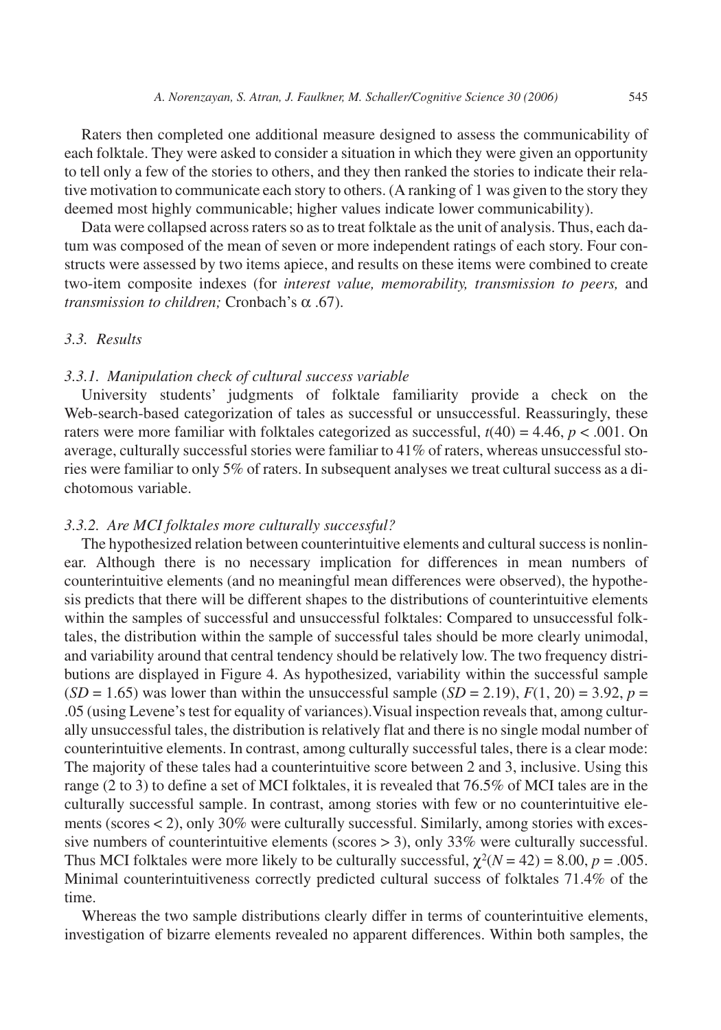Raters then completed one additional measure designed to assess the communicability of each folktale. They were asked to consider a situation in which they were given an opportunity to tell only a few of the stories to others, and they then ranked the stories to indicate their relative motivation to communicate each story to others. (A ranking of 1 was given to the story they deemed most highly communicable; higher values indicate lower communicability).

Data were collapsed across raters so as to treat folktale as the unit of analysis. Thus, each datum was composed of the mean of seven or more independent ratings of each story. Four constructs were assessed by two items apiece, and results on these items were combined to create two-item composite indexes (for *interest value, memorability, transmission to peers,* and *transmission to children;* Cronbach's $\alpha$ .67).

### *3.3. Results*

#### *3.3.1. Manipulation check of cultural success variable*

University students' judgments of folktale familiarity provide a check on the Web-search-based categorization of tales as successful or unsuccessful. Reassuringly, these raters were more familiar with folktales categorized as successful, $t(40) = 4.46$, $p < .001$. On average, culturally successful stories were familiar to 41% of raters, whereas unsuccessful stories were familiar to only 5% of raters. In subsequent analyses we treat cultural success as a dichotomous variable.

#### *3.3.2. Are MCI folktales more culturally successful?*

The hypothesized relation between counterintuitive elements and cultural success is nonlinear. Although there is no necessary implication for differences in mean numbers of counterintuitive elements (and no meaningful mean differences were observed), the hypothesis predicts that there will be different shapes to the distributions of counterintuitive elements within the samples of successful and unsuccessful folktales: Compared to unsuccessful folktales, the distribution within the sample of successful tales should be more clearly unimodal, and variability around that central tendency should be relatively low. The two frequency distributions are displayed in Figure 4. As hypothesized, variability within the successful sample ($SD = 1.65$) was lower than within the unsuccessful sample ($SD = 2.19$), $F(1, 20) = 3.92$, $p = .05$ (using Levene's test for equality of variances). Visual inspection reveals that, among culturally unsuccessful tales, the distribution is relatively flat and there is no single modal number of counterintuitive elements. In contrast, among culturally successful tales, there is a clear mode: The majority of these tales had a counterintuitive score between 2 and 3, inclusive. Using this range (2 to 3) to define a set of MCI folktales, it is revealed that 76.5% of MCI tales are in the culturally successful sample. In contrast, among stories with few or no counterintuitive elements (scores < 2), only 30% were culturally successful. Similarly, among stories with excessive numbers of counterintuitive elements (scores > 3), only 33% were culturally successful. Thus MCI folktales were more likely to be culturally successful, $\chi^2(N = 42) = 8.00$, $p = .005$. Minimal counterintuitiveness correctly predicted cultural success of folktales 71.4% of the time.

Whereas the two sample distributions clearly differ in terms of counterintuitive elements, investigation of bizarre elements revealed no apparent differences. Within both samples, the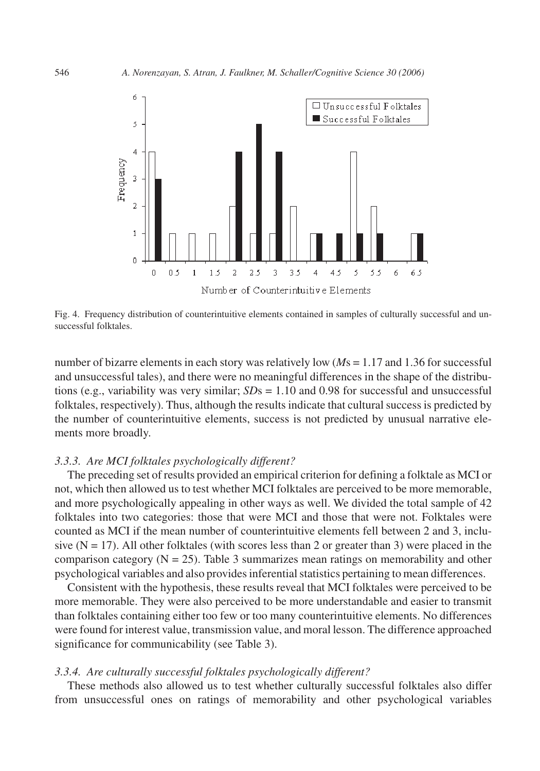Fig. 4. Frequency distribution of counterintuitive elements contained in samples of culturally successful and unsuccessful folktales.

number of bizarre elements in each story was relatively low (*M*s = 1.17 and 1.36 for successful and unsuccessful tales), and there were no meaningful differences in the shape of the distributions (e.g., variability was very similar; *SD*s = 1.10 and 0.98 for successful and unsuccessful folktales, respectively). Thus, although the results indicate that cultural success is predicted by the number of counterintuitive elements, success is not predicted by unusual narrative elements more broadly.

### *3.3.3. Are MCI folktales psychologically different?*

The preceding set of results provided an empirical criterion for defining a folktale as MCI or not, which then allowed us to test whether MCI folktales are perceived to be more memorable, and more psychologically appealing in other ways as well. We divided the total sample of 42 folktales into two categories: those that were MCI and those that were not. Folktales were counted as MCI if the mean number of counterintuitive elements fell between 2 and 3, inclusive (N = 17). All other folktales (with scores less than 2 or greater than 3) were placed in the comparison category (N = 25). Table 3 summarizes mean ratings on memorability and other psychological variables and also provides inferential statistics pertaining to mean differences.

Consistent with the hypothesis, these results reveal that MCI folktales were perceived to be more memorable. They were also perceived to be more understandable and easier to transmit than folktales containing either too few or too many counterintuitive elements. No differences were found for interest value, transmission value, and moral lesson. The difference approached significance for communicability (see Table 3).

### *3.3.4. Are culturally successful folktales psychologically different?*

These methods also allowed us to test whether culturally successful folktales also differ from unsuccessful ones on ratings of memorability and other psychological variables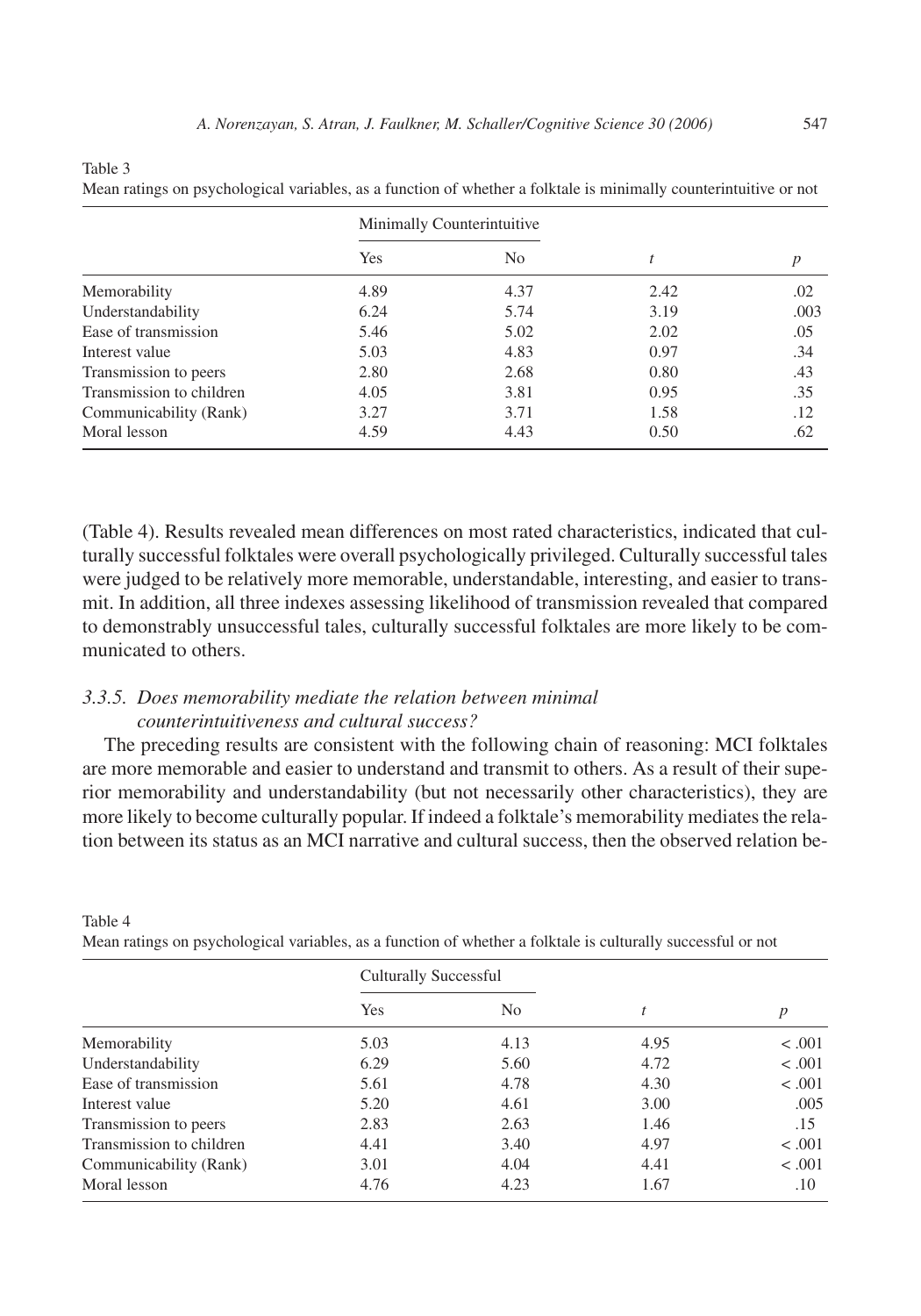Table 3

Mean ratings on psychological variables, as a function of whether a folktale is minimally counterintuitive or not

| | Minimally Counterintuitive | | | |
|---|---|---|---|---|
| | Yes | No | $t$ | $p$ |
| Memorability | 4.89 | 4.37 | 2.42 | .02 |
| Understandability | 6.24 | 5.74 | 3.19 | .003 |
| Ease of transmission | 5.46 | 5.02 | 2.02 | .05 |
| Interest value | 5.03 | 4.83 | 0.97 | .34 |
| Transmission to peers | 2.80 | 2.68 | 0.80 | .43 |
| Transmission to children | 4.05 | 3.81 | 0.95 | .35 |
| Communicability (Rank) | 3.27 | 3.71 | 1.58 | .12 |
| Moral lesson | 4.59 | 4.43 | 0.50 | .62 |

(Table 4). Results revealed mean differences on most rated characteristics, indicated that culturally successful folktales were overall psychologically privileged. Culturally successful tales were judged to be relatively more memorable, understandable, interesting, and easier to transmit. In addition, all three indexes assessing likelihood of transmission revealed that compared to demonstrably unsuccessful tales, culturally successful folktales are more likely to be communicated to others.

### *3.3.5. Does memorability mediate the relation between minimal counterintuitiveness and cultural success?*

The preceding results are consistent with the following chain of reasoning: MCI folktales are more memorable and easier to understand and transmit to others. As a result of their superior memorability and understandability (but not necessarily other characteristics), they are more likely to become culturally popular. If indeed a folktale's memorability mediates the relation between its status as an MCI narrative and cultural success, then the observed relation be-

Table 4

Mean ratings on psychological variables, as a function of whether a folktale is culturally successful or not

| | Culturally Successful | | | |
|---|---|---|---|---|
| | Yes | No | $t$ | $p$ |
| Memorability | 5.03 | 4.13 | 4.95 | < .001 |
| Understandability | 6.29 | 5.60 | 4.72 | < .001 |
| Ease of transmission | 5.61 | 4.78 | 4.30 | < .001 |
| Interest value | 5.20 | 4.61 | 3.00 | .005 |
| Transmission to peers | 2.83 | 2.63 | 1.46 | .15 |
| Transmission to children | 4.41 | 3.40 | 4.97 | < .001 |
| Communicability (Rank) | 3.01 | 4.04 | 4.41 | < .001 |
| Moral lesson | 4.76 | 4.23 | 1.67 | .10 |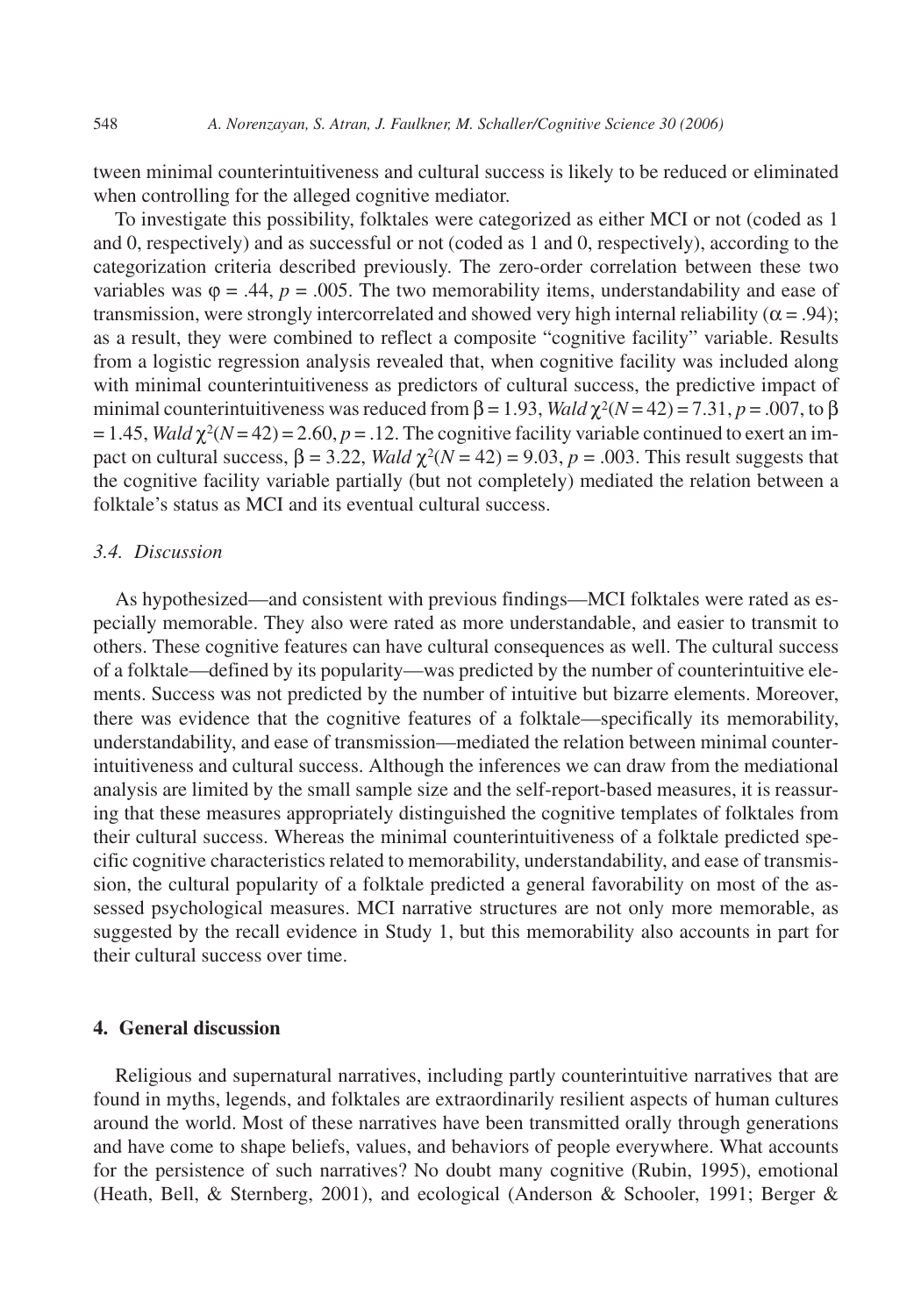tween minimal counterintuitiveness and cultural success is likely to be reduced or eliminated when controlling for the alleged cognitive mediator.

To investigate this possibility, folktales were categorized as either MCI or not (coded as 1 and 0, respectively) and as successful or not (coded as 1 and 0, respectively), according to the categorization criteria described previously. The zero-order correlation between these two variables was $\varphi = .44$, $p = .005$. The two memorability items, understandability and ease of transmission, were strongly intercorrelated and showed very high internal reliability ($\alpha = .94$); as a result, they were combined to reflect a composite "cognitive facility" variable. Results from a logistic regression analysis revealed that, when cognitive facility was included along with minimal counterintuitiveness as predictors of cultural success, the predictive impact of minimal counterintuitiveness was reduced from $\beta = 1.93$, *Wald* $\chi^2(N = 42) = 7.31$, $p = .007$, to $\beta = 1.45$, *Wald* $\chi^2(N = 42) = 2.60$, $p = .12$. The cognitive facility variable continued to exert an impact on cultural success, $\beta = 3.22$, *Wald* $\chi^2(N = 42) = 9.03$, $p = .003$. This result suggests that the cognitive facility variable partially (but not completely) mediated the relation between a folktale's status as MCI and its eventual cultural success.

### *3.4. Discussion*

As hypothesized—and consistent with previous findings—MCI folktales were rated as especially memorable. They also were rated as more understandable, and easier to transmit to others. These cognitive features can have cultural consequences as well. The cultural success of a folktale—defined by its popularity—was predicted by the number of counterintuitive elements. Success was not predicted by the number of intuitive but bizarre elements. Moreover, there was evidence that the cognitive features of a folktale—specifically its memorability, understandability, and ease of transmission—mediated the relation between minimal counterintuitiveness and cultural success. Although the inferences we can draw from the mediational analysis are limited by the small sample size and the self-report-based measures, it is reassuring that these measures appropriately distinguished the cognitive templates of folktales from their cultural success. Whereas the minimal counterintuitiveness of a folktale predicted specific cognitive characteristics related to memorability, understandability, and ease of transmission, the cultural popularity of a folktale predicted a general favorability on most of the assessed psychological measures. MCI narrative structures are not only more memorable, as suggested by the recall evidence in Study 1, but this memorability also accounts in part for their cultural success over time.

## **4. General discussion**

Religious and supernatural narratives, including partly counterintuitive narratives that are found in myths, legends, and folktales are extraordinarily resilient aspects of human cultures around the world. Most of these narratives have been transmitted orally through generations and have come to shape beliefs, values, and behaviors of people everywhere. What accounts for the persistence of such narratives? No doubt many cognitive (Rubin, 1995), emotional (Heath, Bell, & Sternberg, 2001), and ecological (Anderson & Schooler, 1991; Berger &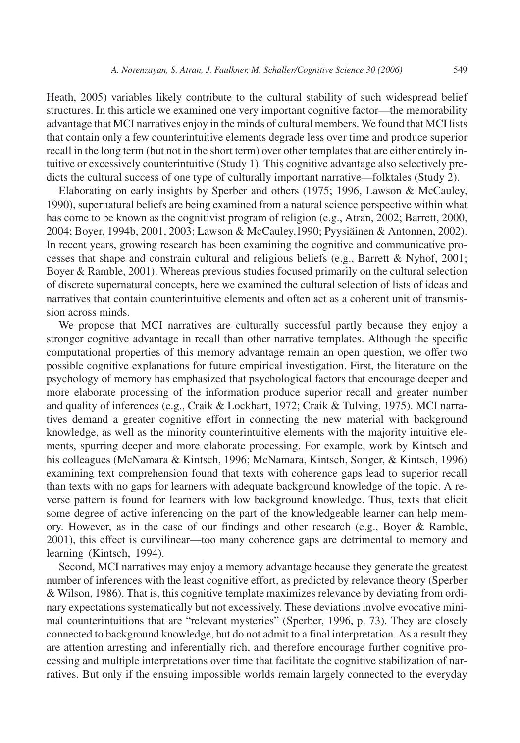Heath, 2005) variables likely contribute to the cultural stability of such widespread belief structures. In this article we examined one very important cognitive factor—the memorability advantage that MCI narratives enjoy in the minds of cultural members. We found that MCI lists that contain only a few counterintuitive elements degrade less over time and produce superior recall in the long term (but not in the short term) over other templates that are either entirely intuitive or excessively counterintuitive (Study 1). This cognitive advantage also selectively predicts the cultural success of one type of culturally important narrative—folktales (Study 2).

Elaborating on early insights by Sperber and others (1975; 1996, Lawson & McCauley, 1990), supernatural beliefs are being examined from a natural science perspective within what has come to be known as the cognitivist program of religion (e.g., Atran, 2002; Barrett, 2000, 2004; Boyer, 1994b, 2001, 2003; Lawson & McCauley,1990; Pyysiäinen & Antonnen, 2002). In recent years, growing research has been examining the cognitive and communicative processes that shape and constrain cultural and religious beliefs (e.g., Barrett & Nyhof, 2001; Boyer & Ramble, 2001). Whereas previous studies focused primarily on the cultural selection of discrete supernatural concepts, here we examined the cultural selection of lists of ideas and narratives that contain counterintuitive elements and often act as a coherent unit of transmission across minds.

We propose that MCI narratives are culturally successful partly because they enjoy a stronger cognitive advantage in recall than other narrative templates. Although the specific computational properties of this memory advantage remain an open question, we offer two possible cognitive explanations for future empirical investigation. First, the literature on the psychology of memory has emphasized that psychological factors that encourage deeper and more elaborate processing of the information produce superior recall and greater number and quality of inferences (e.g., Craik & Lockhart, 1972; Craik & Tulving, 1975). MCI narratives demand a greater cognitive effort in connecting the new material with background knowledge, as well as the minority counterintuitive elements with the majority intuitive elements, spurring deeper and more elaborate processing. For example, work by Kintsch and his colleagues (McNamara & Kintsch, 1996; McNamara, Kintsch, Songer, & Kintsch, 1996) examining text comprehension found that texts with coherence gaps lead to superior recall than texts with no gaps for learners with adequate background knowledge of the topic. A reverse pattern is found for learners with low background knowledge. Thus, texts that elicit some degree of active inferencing on the part of the knowledgeable learner can help memory. However, as in the case of our findings and other research (e.g., Boyer & Ramble, 2001), this effect is curvilinear—too many coherence gaps are detrimental to memory and learning (Kintsch, 1994).

Second, MCI narratives may enjoy a memory advantage because they generate the greatest number of inferences with the least cognitive effort, as predicted by relevance theory (Sperber & Wilson, 1986). That is, this cognitive template maximizes relevance by deviating from ordinary expectations systematically but not excessively. These deviations involve evocative minimal counterintuitions that are "relevant mysteries" (Sperber, 1996, p. 73). They are closely connected to background knowledge, but do not admit to a final interpretation. As a result they are attention arresting and inferentially rich, and therefore encourage further cognitive processing and multiple interpretations over time that facilitate the cognitive stabilization of narratives. But only if the ensuing impossible worlds remain largely connected to the everyday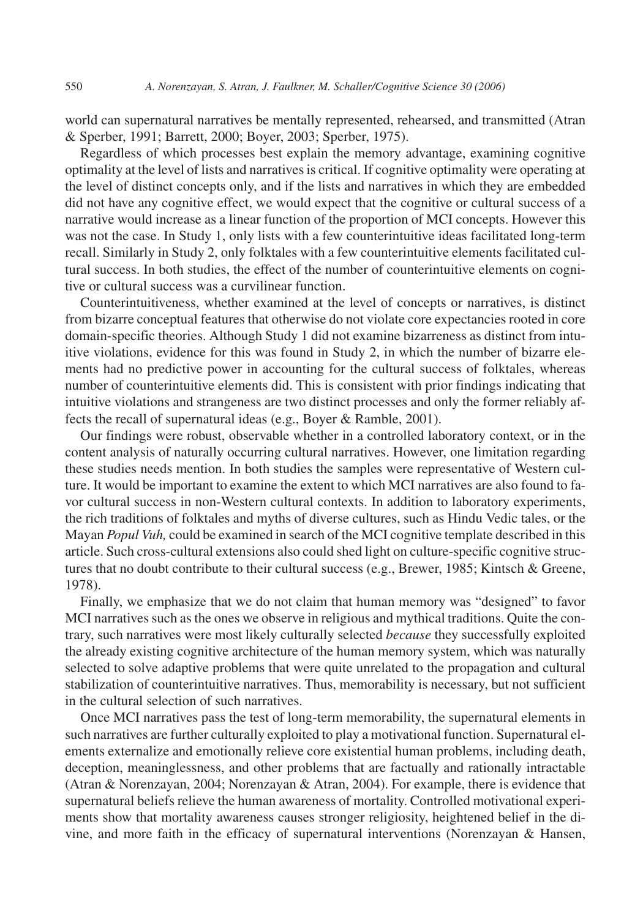world can supernatural narratives be mentally represented, rehearsed, and transmitted (Atran & Sperber, 1991; Barrett, 2000; Boyer, 2003; Sperber, 1975).

Regardless of which processes best explain the memory advantage, examining cognitive optimality at the level of lists and narratives is critical. If cognitive optimality were operating at the level of distinct concepts only, and if the lists and narratives in which they are embedded did not have any cognitive effect, we would expect that the cognitive or cultural success of a narrative would increase as a linear function of the proportion of MCI concepts. However this was not the case. In Study 1, only lists with a few counterintuitive ideas facilitated long-term recall. Similarly in Study 2, only folktales with a few counterintuitive elements facilitated cultural success. In both studies, the effect of the number of counterintuitive elements on cognitive or cultural success was a curvilinear function.

Counterintuitiveness, whether examined at the level of concepts or narratives, is distinct from bizarre conceptual features that otherwise do not violate core expectancies rooted in core domain-specific theories. Although Study 1 did not examine bizarreness as distinct from intuitive violations, evidence for this was found in Study 2, in which the number of bizarre elements had no predictive power in accounting for the cultural success of folktales, whereas number of counterintuitive elements did. This is consistent with prior findings indicating that intuitive violations and strangeness are two distinct processes and only the former reliably affects the recall of supernatural ideas (e.g., Boyer & Ramble, 2001).

Our findings were robust, observable whether in a controlled laboratory context, or in the content analysis of naturally occurring cultural narratives. However, one limitation regarding these studies needs mention. In both studies the samples were representative of Western culture. It would be important to examine the extent to which MCI narratives are also found to favor cultural success in non-Western cultural contexts. In addition to laboratory experiments, the rich traditions of folktales and myths of diverse cultures, such as Hindu Vedic tales, or the Mayan *Popul Vuh,* could be examined in search of the MCI cognitive template described in this article. Such cross-cultural extensions also could shed light on culture-specific cognitive structures that no doubt contribute to their cultural success (e.g., Brewer, 1985; Kintsch & Greene, 1978).

Finally, we emphasize that we do not claim that human memory was "designed" to favor MCI narratives such as the ones we observe in religious and mythical traditions. Quite the contrary, such narratives were most likely culturally selected *because* they successfully exploited the already existing cognitive architecture of the human memory system, which was naturally selected to solve adaptive problems that were quite unrelated to the propagation and cultural stabilization of counterintuitive narratives. Thus, memorability is necessary, but not sufficient in the cultural selection of such narratives.

Once MCI narratives pass the test of long-term memorability, the supernatural elements in such narratives are further culturally exploited to play a motivational function. Supernatural elements externalize and emotionally relieve core existential human problems, including death, deception, meaninglessness, and other problems that are factually and rationally intractable (Atran & Norenzayan, 2004; Norenzayan & Atran, 2004). For example, there is evidence that supernatural beliefs relieve the human awareness of mortality. Controlled motivational experiments show that mortality awareness causes stronger religiosity, heightened belief in the divine, and more faith in the efficacy of supernatural interventions (Norenzayan & Hansen,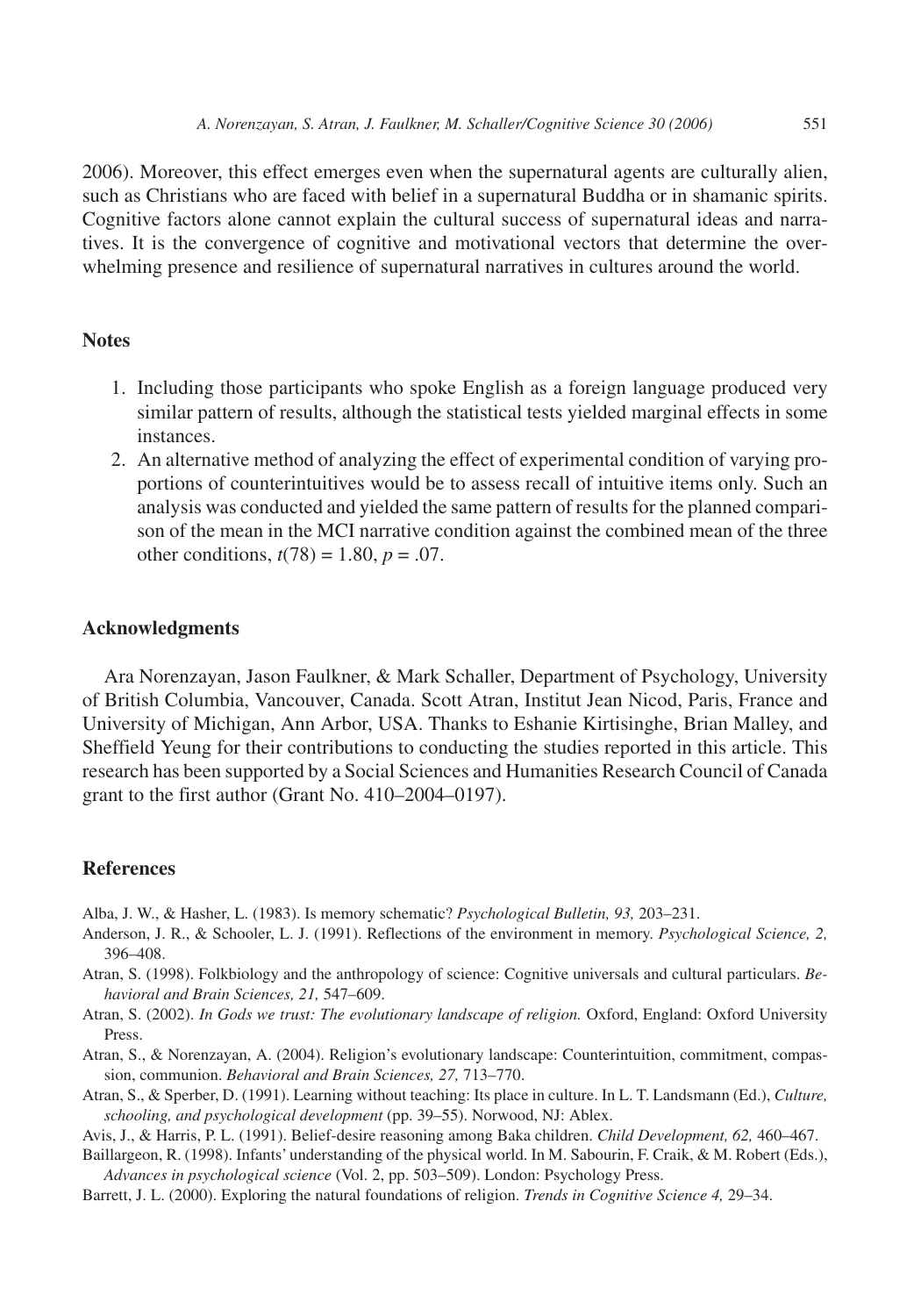2006). Moreover, this effect emerges even when the supernatural agents are culturally alien, such as Christians who are faced with belief in a supernatural Buddha or in shamanic spirits. Cognitive factors alone cannot explain the cultural success of supernatural ideas and narratives. It is the convergence of cognitive and motivational vectors that determine the overwhelming presence and resilience of supernatural narratives in cultures around the world.

## Notes

1. Including those participants who spoke English as a foreign language produced very similar pattern of results, although the statistical tests yielded marginal effects in some instances.
2. An alternative method of analyzing the effect of experimental condition of varying proportions of counterintuitives would be to assess recall of intuitive items only. Such an analysis was conducted and yielded the same pattern of results for the planned comparison of the mean in the MCI narrative condition against the combined mean of the three other conditions, $t(78) = 1.80$, $p = .07$.

## Acknowledgments

Ara Norenzayan, Jason Faulkner, & Mark Schaller, Department of Psychology, University of British Columbia, Vancouver, Canada. Scott Atran, Institut Jean Nicod, Paris, France and University of Michigan, Ann Arbor, USA. Thanks to Eshanie Kirtisinghe, Brian Malley, and Sheffield Yeung for their contributions to conducting the studies reported in this article. This research has been supported by a Social Sciences and Humanities Research Council of Canada grant to the first author (Grant No. 410–2004–0197).

## References

Alba, J. W., & Hasher, L. (1983). Is memory schematic? *Psychological Bulletin, 93,* 203–231.

Anderson, J. R., & Schooler, L. J. (1991). Reflections of the environment in memory. *Psychological Science, 2,* 396–408.

Atran, S. (1998). Folkbiology and the anthropology of science: Cognitive universals and cultural particulars. *Behavioral and Brain Sciences, 21,* 547–609.

Atran, S. (2002). *In Gods we trust: The evolutionary landscape of religion.* Oxford, England: Oxford University Press.

Atran, S., & Norenzayan, A. (2004). Religion's evolutionary landscape: Counterintuition, commitment, compassion, communion. *Behavioral and Brain Sciences, 27,* 713–770.

Atran, S., & Sperber, D. (1991). Learning without teaching: Its place in culture. In L. T. Landsmann (Ed.), *Culture, schooling, and psychological development* (pp. 39–55). Norwood, NJ: Ablex.

Avis, J., & Harris, P. L. (1991). Belief-desire reasoning among Baka children. *Child Development, 62,* 460–467.

Baillargeon, R. (1998). Infants' understanding of the physical world. In M. Sabourin, F. Craik, & M. Robert (Eds.), *Advances in psychological science* (Vol. 2, pp. 503–509). London: Psychology Press.

Barrett, J. L. (2000). Exploring the natural foundations of religion. *Trends in Cognitive Science 4,* 29–34.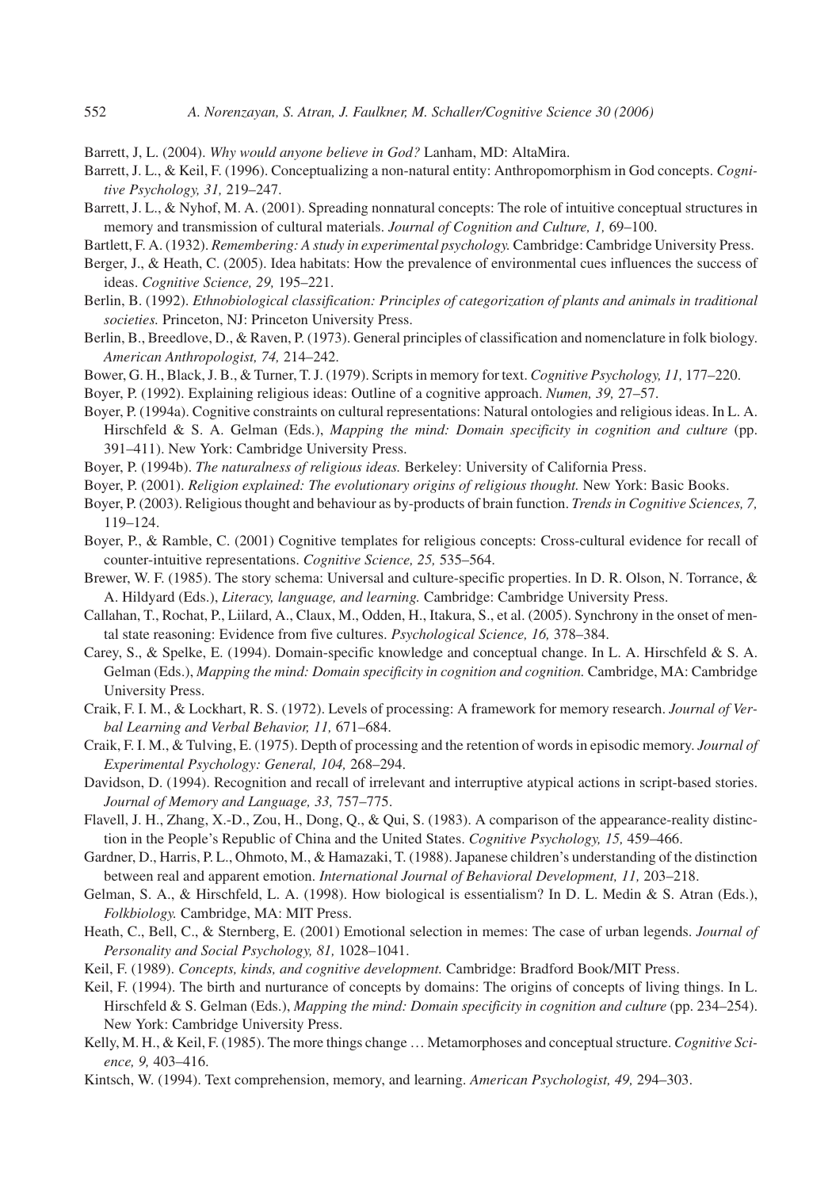Barrett, J, L. (2004). *Why would anyone believe in God?* Lanham, MD: AltaMira.

Barrett, J. L., & Keil, F. (1996). Conceptualizing a non-natural entity: Anthropomorphism in God concepts. *Cognitive Psychology, 31,* 219–247.

Barrett, J. L., & Nyhof, M. A. (2001). Spreading nonnatural concepts: The role of intuitive conceptual structures in memory and transmission of cultural materials. *Journal of Cognition and Culture, 1,* 69–100.

Bartlett, F. A. (1932). *Remembering: A study in experimental psychology.* Cambridge: Cambridge University Press.

Berger, J., & Heath, C. (2005). Idea habitats: How the prevalence of environmental cues influences the success of ideas. *Cognitive Science, 29,* 195–221.

Berlin, B. (1992). *Ethnobiological classification: Principles of categorization of plants and animals in traditional societies.* Princeton, NJ: Princeton University Press.

Berlin, B., Breedlove, D., & Raven, P. (1973). General principles of classification and nomenclature in folk biology. *American Anthropologist, 74,* 214–242.

Bower, G. H., Black, J. B., & Turner, T. J. (1979). Scripts in memory for text. *Cognitive Psychology, 11,* 177–220.

Boyer, P. (1992). Explaining religious ideas: Outline of a cognitive approach. *Numen, 39,* 27–57.

Boyer, P. (1994a). Cognitive constraints on cultural representations: Natural ontologies and religious ideas. In L. A. Hirschfeld & S. A. Gelman (Eds.), *Mapping the mind: Domain specificity in cognition and culture* (pp. 391–411). New York: Cambridge University Press.

Boyer, P. (1994b). *The naturalness of religious ideas.* Berkeley: University of California Press.

Boyer, P. (2001). *Religion explained: The evolutionary origins of religious thought.* New York: Basic Books.

Boyer, P. (2003). Religious thought and behaviour as by-products of brain function. *Trends in Cognitive Sciences, 7,* 119–124.

Boyer, P., & Ramble, C. (2001) Cognitive templates for religious concepts: Cross-cultural evidence for recall of counter-intuitive representations. *Cognitive Science, 25,* 535–564.

Brewer, W. F. (1985). The story schema: Universal and culture-specific properties. In D. R. Olson, N. Torrance, & A. Hildyard (Eds.), *Literacy, language, and learning.* Cambridge: Cambridge University Press.

Callahan, T., Rochat, P., Liilard, A., Claux, M., Odden, H., Itakura, S., et al. (2005). Synchrony in the onset of mental state reasoning: Evidence from five cultures. *Psychological Science, 16,* 378–384.

Carey, S., & Spelke, E. (1994). Domain-specific knowledge and conceptual change. In L. A. Hirschfeld & S. A. Gelman (Eds.), *Mapping the mind: Domain specificity in cognition and cognition.* Cambridge, MA: Cambridge University Press.

Craik, F. I. M., & Lockhart, R. S. (1972). Levels of processing: A framework for memory research. *Journal of Verbal Learning and Verbal Behavior, 11,* 671–684.

Craik, F. I. M., & Tulving, E. (1975). Depth of processing and the retention of words in episodic memory. *Journal of Experimental Psychology: General, 104,* 268–294.

Davidson, D. (1994). Recognition and recall of irrelevant and interruptive atypical actions in script-based stories. *Journal of Memory and Language, 33,* 757–775.

Flavell, J. H., Zhang, X.-D., Zou, H., Dong, Q., & Qui, S. (1983). A comparison of the appearance-reality distinction in the People's Republic of China and the United States. *Cognitive Psychology, 15,* 459–466.

Gardner, D., Harris, P. L., Ohmoto, M., & Hamazaki, T. (1988). Japanese children's understanding of the distinction between real and apparent emotion. *International Journal of Behavioral Development, 11,* 203–218.

Gelman, S. A., & Hirschfeld, L. A. (1998). How biological is essentialism? In D. L. Medin & S. Atran (Eds.), *Folkbiology.* Cambridge, MA: MIT Press.

Heath, C., Bell, C., & Sternberg, E. (2001) Emotional selection in memes: The case of urban legends. *Journal of Personality and Social Psychology, 81,* 1028–1041.

Keil, F. (1989). *Concepts, kinds, and cognitive development.* Cambridge: Bradford Book/MIT Press.

Keil, F. (1994). The birth and nurturance of concepts by domains: The origins of concepts of living things. In L. Hirschfeld & S. Gelman (Eds.), *Mapping the mind: Domain specificity in cognition and culture* (pp. 234–254). New York: Cambridge University Press.

Kelly, M. H., & Keil, F. (1985). The more things change … Metamorphoses and conceptual structure. *Cognitive Science, 9,* 403–416.

Kintsch, W. (1994). Text comprehension, memory, and learning. *American Psychologist, 49,* 294–303.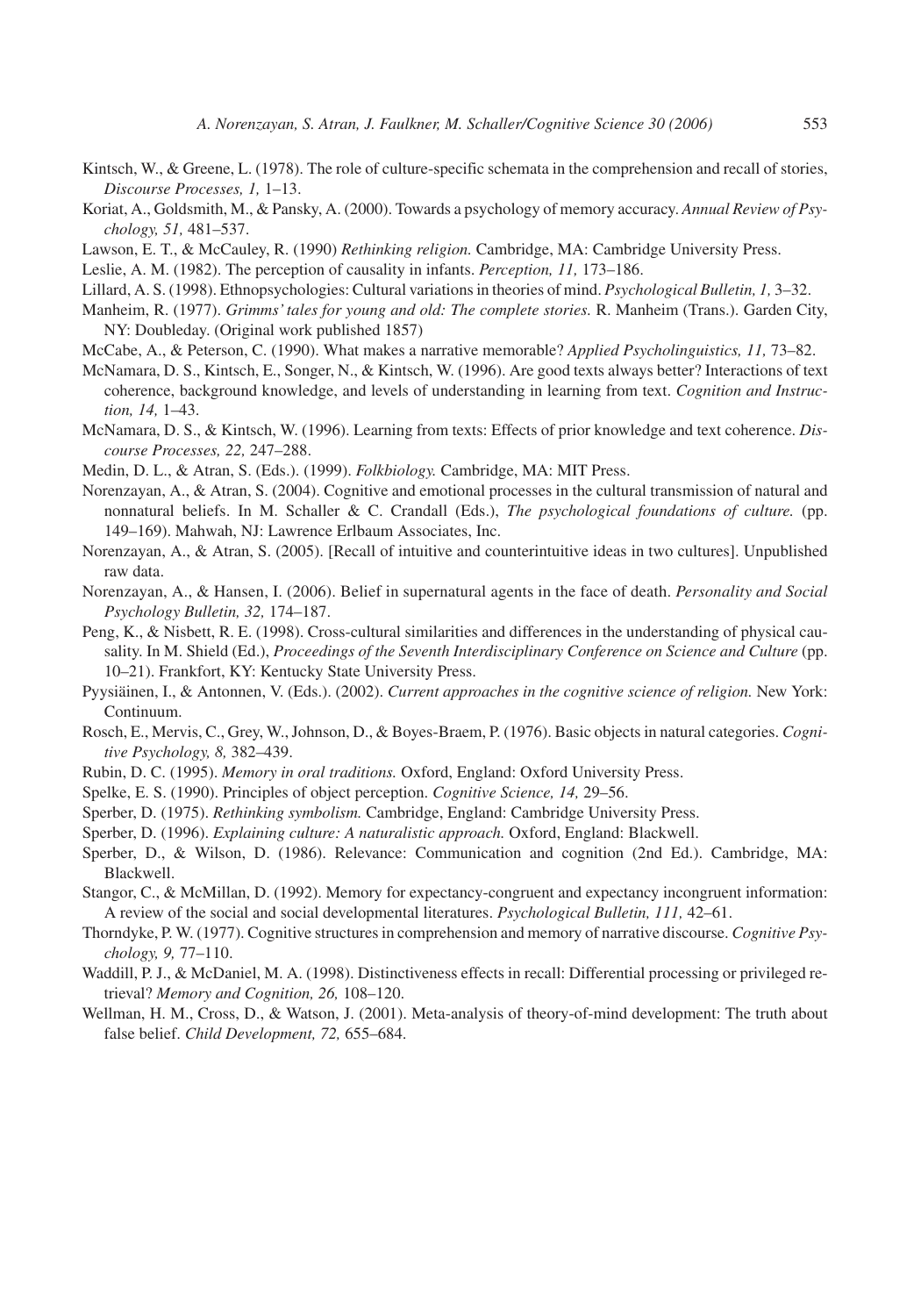Kintsch, W., & Greene, L. (1978). The role of culture-specific schemata in the comprehension and recall of stories, *Discourse Processes, 1,* 1–13.

Koriat, A., Goldsmith, M., & Pansky, A. (2000). Towards a psychology of memory accuracy. *Annual Review of Psychology, 51,* 481–537.

Lawson, E. T., & McCauley, R. (1990) *Rethinking religion.* Cambridge, MA: Cambridge University Press.

Leslie, A. M. (1982). The perception of causality in infants. *Perception, 11,* 173–186.

Lillard, A. S. (1998). Ethnopsychologies: Cultural variations in theories of mind. *Psychological Bulletin, 1,* 3–32.

Manheim, R. (1977). *Grimms' tales for young and old: The complete stories.* R. Manheim (Trans.). Garden City, NY: Doubleday. (Original work published 1857)

McCabe, A., & Peterson, C. (1990). What makes a narrative memorable? *Applied Psycholinguistics, 11,* 73–82.

McNamara, D. S., Kintsch, E., Songer, N., & Kintsch, W. (1996). Are good texts always better? Interactions of text coherence, background knowledge, and levels of understanding in learning from text. *Cognition and Instruction, 14,* 1–43.

McNamara, D. S., & Kintsch, W. (1996). Learning from texts: Effects of prior knowledge and text coherence. *Discourse Processes, 22,* 247–288.

Medin, D. L., & Atran, S. (Eds.). (1999). *Folkbiology.* Cambridge, MA: MIT Press.

Norenzayan, A., & Atran, S. (2004). Cognitive and emotional processes in the cultural transmission of natural and nonnatural beliefs. In M. Schaller & C. Crandall (Eds.), *The psychological foundations of culture.* (pp. 149–169). Mahwah, NJ: Lawrence Erlbaum Associates, Inc.

Norenzayan, A., & Atran, S. (2005). [Recall of intuitive and counterintuitive ideas in two cultures]. Unpublished raw data.

Norenzayan, A., & Hansen, I. (2006). Belief in supernatural agents in the face of death. *Personality and Social Psychology Bulletin, 32,* 174–187.

Peng, K., & Nisbett, R. E. (1998). Cross-cultural similarities and differences in the understanding of physical causality. In M. Shield (Ed.), *Proceedings of the Seventh Interdisciplinary Conference on Science and Culture* (pp. 10–21). Frankfort, KY: Kentucky State University Press.

Pyysiäinen, I., & Antonnen, V. (Eds.). (2002). *Current approaches in the cognitive science of religion.* New York: Continuum.

Rosch, E., Mervis, C., Grey, W., Johnson, D., & Boyes-Braem, P. (1976). Basic objects in natural categories. *Cognitive Psychology, 8,* 382–439.

Rubin, D. C. (1995). *Memory in oral traditions.* Oxford, England: Oxford University Press.

Spelke, E. S. (1990). Principles of object perception. *Cognitive Science, 14,* 29–56.

Sperber, D. (1975). *Rethinking symbolism.* Cambridge, England: Cambridge University Press.

Sperber, D. (1996). *Explaining culture: A naturalistic approach.* Oxford, England: Blackwell.

Sperber, D., & Wilson, D. (1986). Relevance: Communication and cognition (2nd Ed.). Cambridge, MA: Blackwell.

Stangor, C., & McMillan, D. (1992). Memory for expectancy-congruent and expectancy incongruent information: A review of the social and social developmental literatures. *Psychological Bulletin, 111,* 42–61.

Thorndyke, P. W. (1977). Cognitive structures in comprehension and memory of narrative discourse. *Cognitive Psychology, 9,* 77–110.

Waddill, P. J., & McDaniel, M. A. (1998). Distinctiveness effects in recall: Differential processing or privileged retrieval? *Memory and Cognition, 26,* 108–120.

Wellman, H. M., Cross, D., & Watson, J. (2001). Meta-analysis of theory-of-mind development: The truth about false belief. *Child Development, 72,* 655–684.